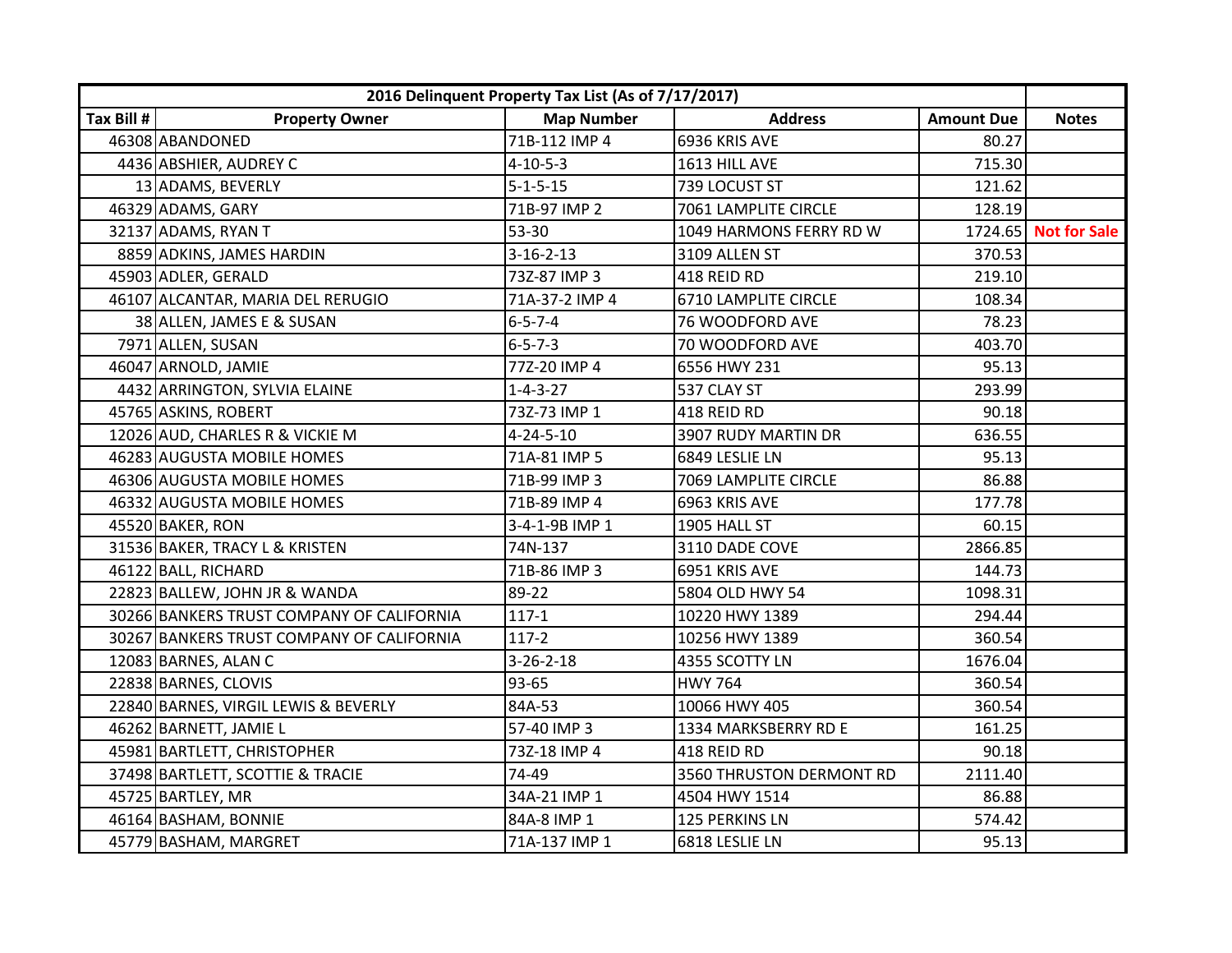| 2016 Delinquent Property Tax List (As of 7/17/2017) | | | | | |
|---|---|---|---|---|---|
| **Tax Bill #** | **Property Owner** | **Map Number** | **Address** | **Amount Due** | **Notes** |
| 46308 | ABANDONED | 71B-112 IMP 4 | 6936 KRIS AVE | 80.27 | |
| 4436 | ABSHIER, AUDREY C | 4-10-5-3 | 1613 HILL AVE | 715.30 | |
| 13 | ADAMS, BEVERLY | 5-1-5-15 | 739 LOCUST ST | 121.62 | |
| 46329 | ADAMS, GARY | 71B-97 IMP 2 | 7061 LAMPLITE CIRCLE | 128.19 | |
| 32137 | ADAMS, RYAN T | 53-30 | 1049 HARMONS FERRY RD W | 1724.65 | Not for Sale |
| 8859 | ADKINS, JAMES HARDIN | 3-16-2-13 | 3109 ALLEN ST | 370.53 | |
| 45903 | ADLER, GERALD | 73Z-87 IMP 3 | 418 REID RD | 219.10 | |
| 46107 | ALCANTAR, MARIA DEL RERUGIO | 71A-37-2 IMP 4 | 6710 LAMPLITE CIRCLE | 108.34 | |
| 38 | ALLEN, JAMES E & SUSAN | 6-5-7-4 | 76 WOODFORD AVE | 78.23 | |
| 7971 | ALLEN, SUSAN | 6-5-7-3 | 70 WOODFORD AVE | 403.70 | |
| 46047 | ARNOLD, JAMIE | 77Z-20 IMP 4 | 6556 HWY 231 | 95.13 | |
| 4432 | ARRINGTON, SYLVIA ELAINE | 1-4-3-27 | 537 CLAY ST | 293.99 | |
| 45765 | ASKINS, ROBERT | 73Z-73 IMP 1 | 418 REID RD | 90.18 | |
| 12026 | AUD, CHARLES R & VICKIE M | 4-24-5-10 | 3907 RUDY MARTIN DR | 636.55 | |
| 46283 | AUGUSTA MOBILE HOMES | 71A-81 IMP 5 | 6849 LESLIE LN | 95.13 | |
| 46306 | AUGUSTA MOBILE HOMES | 71B-99 IMP 3 | 7069 LAMPLITE CIRCLE | 86.88 | |
| 46332 | AUGUSTA MOBILE HOMES | 71B-89 IMP 4 | 6963 KRIS AVE | 177.78 | |
| 45520 | BAKER, RON | 3-4-1-9B IMP 1 | 1905 HALL ST | 60.15 | |
| 31536 | BAKER, TRACY L & KRISTEN | 74N-137 | 3110 DADE COVE | 2866.85 | |
| 46122 | BALL, RICHARD | 71B-86 IMP 3 | 6951 KRIS AVE | 144.73 | |
| 22823 | BALLEW, JOHN JR & WANDA | 89-22 | 5804 OLD HWY 54 | 1098.31 | |
| 30266 | BANKERS TRUST COMPANY OF CALIFORNIA | 117-1 | 10220 HWY 1389 | 294.44 | |
| 30267 | BANKERS TRUST COMPANY OF CALIFORNIA | 117-2 | 10256 HWY 1389 | 360.54 | |
| 12083 | BARNES, ALAN C | 3-26-2-18 | 4355 SCOTTY LN | 1676.04 | |
| 22838 | BARNES, CLOVIS | 93-65 | HWY 764 | 360.54 | |
| 22840 | BARNES, VIRGIL LEWIS & BEVERLY | 84A-53 | 10066 HWY 405 | 360.54 | |
| 46262 | BARNETT, JAMIE L | 57-40 IMP 3 | 1334 MARKSBERRY RD E | 161.25 | |
| 45981 | BARTLETT, CHRISTOPHER | 73Z-18 IMP 4 | 418 REID RD | 90.18 | |
| 37498 | BARTLETT, SCOTTIE & TRACIE | 74-49 | 3560 THRUSTON DERMONT RD | 2111.40 | |
| 45725 | BARTLEY, MR | 34A-21 IMP 1 | 4504 HWY 1514 | 86.88 | |
| 46164 | BASHAM, BONNIE | 84A-8 IMP 1 | 125 PERKINS LN | 574.42 | |
| 45779 | BASHAM, MARGRET | 71A-137 IMP 1 | 6818 LESLIE LN | 95.13 | |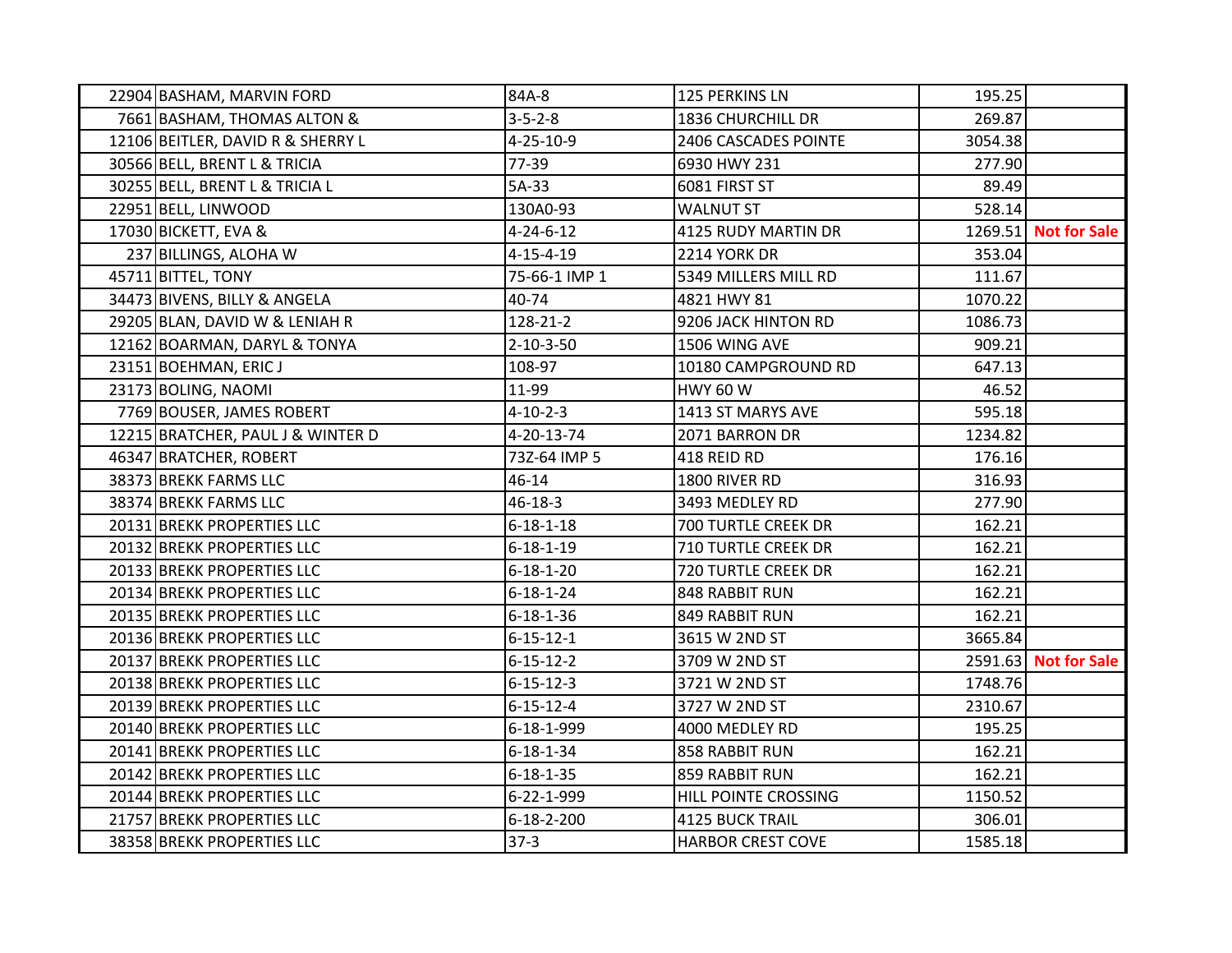| | | | | | |
|---|---|---|---|---|---|
| 22904 | BASHAM, MARVIN FORD | 84A-8 | 125 PERKINS LN | 195.25 | |
| 7661 | BASHAM, THOMAS ALTON & | 3-5-2-8 | 1836 CHURCHILL DR | 269.87 | |
| 12106 | BEITLER, DAVID R & SHERRY L | 4-25-10-9 | 2406 CASCADES POINTE | 3054.38 | |
| 30566 | BELL, BRENT L & TRICIA | 77-39 | 6930 HWY 231 | 277.90 | |
| 30255 | BELL, BRENT L & TRICIA L | 5A-33 | 6081 FIRST ST | 89.49 | |
| 22951 | BELL, LINWOOD | 130A0-93 | WALNUT ST | 528.14 | |
| 17030 | BICKETT, EVA & | 4-24-6-12 | 4125 RUDY MARTIN DR | 1269.51 | **Not for Sale** |
| 237 | BILLINGS, ALOHA W | 4-15-4-19 | 2214 YORK DR | 353.04 | |
| 45711 | BITTEL, TONY | 75-66-1 IMP 1 | 5349 MILLERS MILL RD | 111.67 | |
| 34473 | BIVENS, BILLY & ANGELA | 40-74 | 4821 HWY 81 | 1070.22 | |
| 29205 | BLAN, DAVID W & LENIAH R | 128-21-2 | 9206 JACK HINTON RD | 1086.73 | |
| 12162 | BOARMAN, DARYL & TONYA | 2-10-3-50 | 1506 WING AVE | 909.21 | |
| 23151 | BOEHMAN, ERIC J | 108-97 | 10180 CAMPGROUND RD | 647.13 | |
| 23173 | BOLING, NAOMI | 11-99 | HWY 60 W | 46.52 | |
| 7769 | BOUSER, JAMES ROBERT | 4-10-2-3 | 1413 ST MARYS AVE | 595.18 | |
| 12215 | BRATCHER, PAUL J & WINTER D | 4-20-13-74 | 2071 BARRON DR | 1234.82 | |
| 46347 | BRATCHER, ROBERT | 73Z-64 IMP 5 | 418 REID RD | 176.16 | |
| 38373 | BREKK FARMS LLC | 46-14 | 1800 RIVER RD | 316.93 | |
| 38374 | BREKK FARMS LLC | 46-18-3 | 3493 MEDLEY RD | 277.90 | |
| 20131 | BREKK PROPERTIES LLC | 6-18-1-18 | 700 TURTLE CREEK DR | 162.21 | |
| 20132 | BREKK PROPERTIES LLC | 6-18-1-19 | 710 TURTLE CREEK DR | 162.21 | |
| 20133 | BREKK PROPERTIES LLC | 6-18-1-20 | 720 TURTLE CREEK DR | 162.21 | |
| 20134 | BREKK PROPERTIES LLC | 6-18-1-24 | 848 RABBIT RUN | 162.21 | |
| 20135 | BREKK PROPERTIES LLC | 6-18-1-36 | 849 RABBIT RUN | 162.21 | |
| 20136 | BREKK PROPERTIES LLC | 6-15-12-1 | 3615 W 2ND ST | 3665.84 | |
| 20137 | BREKK PROPERTIES LLC | 6-15-12-2 | 3709 W 2ND ST | 2591.63 | **Not for Sale** |
| 20138 | BREKK PROPERTIES LLC | 6-15-12-3 | 3721 W 2ND ST | 1748.76 | |
| 20139 | BREKK PROPERTIES LLC | 6-15-12-4 | 3727 W 2ND ST | 2310.67 | |
| 20140 | BREKK PROPERTIES LLC | 6-18-1-999 | 4000 MEDLEY RD | 195.25 | |
| 20141 | BREKK PROPERTIES LLC | 6-18-1-34 | 858 RABBIT RUN | 162.21 | |
| 20142 | BREKK PROPERTIES LLC | 6-18-1-35 | 859 RABBIT RUN | 162.21 | |
| 20144 | BREKK PROPERTIES LLC | 6-22-1-999 | HILL POINTE CROSSING | 1150.52 | |
| 21757 | BREKK PROPERTIES LLC | 6-18-2-200 | 4125 BUCK TRAIL | 306.01 | |
| 38358 | BREKK PROPERTIES LLC | 37-3 | HARBOR CREST COVE | 1585.18 | |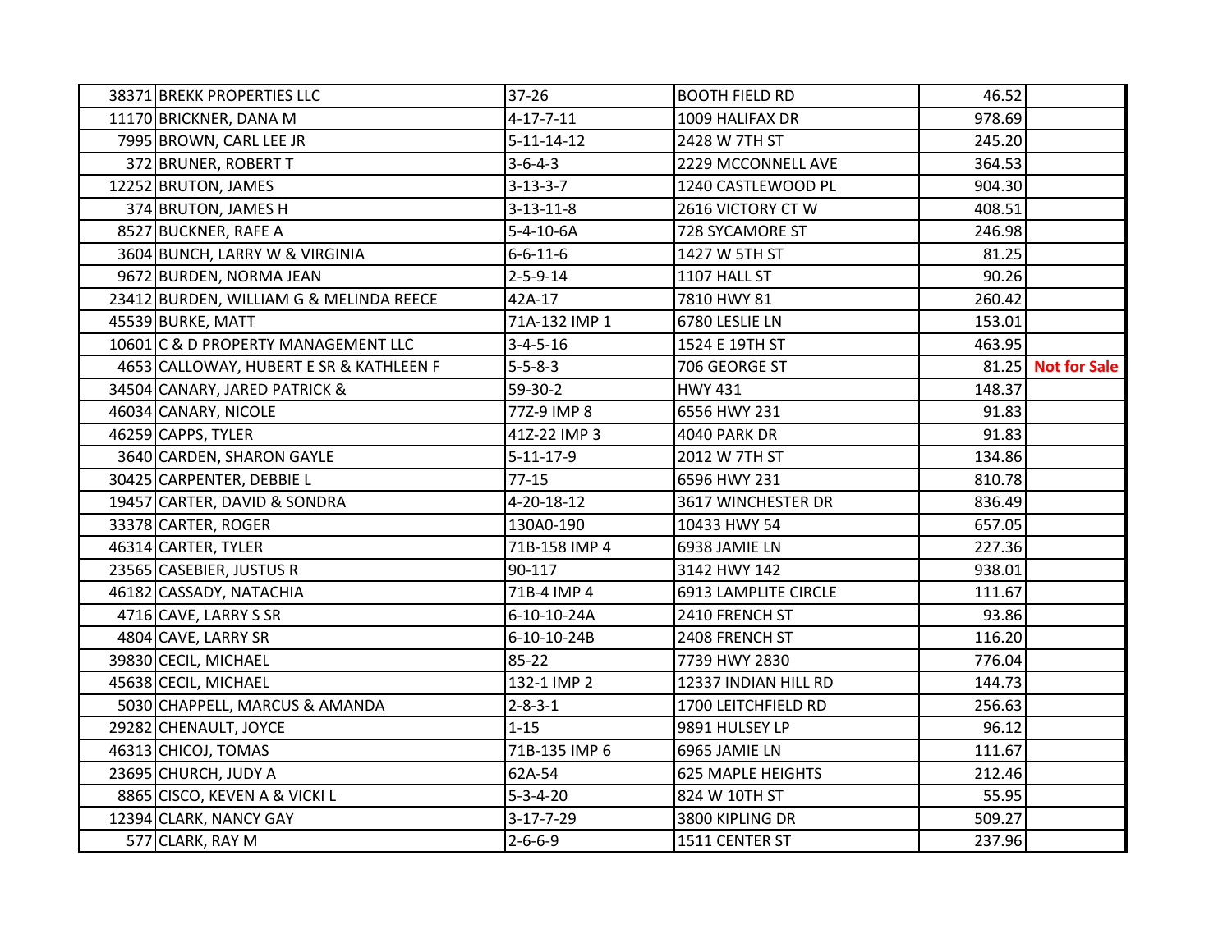| | | | | | |
|---|---|---|---|---|---|
| 38371 | BREKK PROPERTIES LLC | 37-26 | BOOTH FIELD RD | 46.52 | |
| 11170 | BRICKNER, DANA M | 4-17-7-11 | 1009 HALIFAX DR | 978.69 | |
| 7995 | BROWN, CARL LEE JR | 5-11-14-12 | 2428 W 7TH ST | 245.20 | |
| 372 | BRUNER, ROBERT T | 3-6-4-3 | 2229 MCCONNELL AVE | 364.53 | |
| 12252 | BRUTON, JAMES | 3-13-3-7 | 1240 CASTLEWOOD PL | 904.30 | |
| 374 | BRUTON, JAMES H | 3-13-11-8 | 2616 VICTORY CT W | 408.51 | |
| 8527 | BUCKNER, RAFE A | 5-4-10-6A | 728 SYCAMORE ST | 246.98 | |
| 3604 | BUNCH, LARRY W & VIRGINIA | 6-6-11-6 | 1427 W 5TH ST | 81.25 | |
| 9672 | BURDEN, NORMA JEAN | 2-5-9-14 | 1107 HALL ST | 90.26 | |
| 23412 | BURDEN, WILLIAM G & MELINDA REECE | 42A-17 | 7810 HWY 81 | 260.42 | |
| 45539 | BURKE, MATT | 71A-132 IMP 1 | 6780 LESLIE LN | 153.01 | |
| 10601 | C & D PROPERTY MANAGEMENT LLC | 3-4-5-16 | 1524 E 19TH ST | 463.95 | |
| 4653 | CALLOWAY, HUBERT E SR & KATHLEEN F | 5-5-8-3 | 706 GEORGE ST | 81.25 | **Not for Sale** |
| 34504 | CANARY, JARED PATRICK & | 59-30-2 | HWY 431 | 148.37 | |
| 46034 | CANARY, NICOLE | 77Z-9 IMP 8 | 6556 HWY 231 | 91.83 | |
| 46259 | CAPPS, TYLER | 41Z-22 IMP 3 | 4040 PARK DR | 91.83 | |
| 3640 | CARDEN, SHARON GAYLE | 5-11-17-9 | 2012 W 7TH ST | 134.86 | |
| 30425 | CARPENTER, DEBBIE L | 77-15 | 6596 HWY 231 | 810.78 | |
| 19457 | CARTER, DAVID & SONDRA | 4-20-18-12 | 3617 WINCHESTER DR | 836.49 | |
| 33378 | CARTER, ROGER | 130A0-190 | 10433 HWY 54 | 657.05 | |
| 46314 | CARTER, TYLER | 71B-158 IMP 4 | 6938 JAMIE LN | 227.36 | |
| 23565 | CASEBIER, JUSTUS R | 90-117 | 3142 HWY 142 | 938.01 | |
| 46182 | CASSADY, NATACHIA | 71B-4 IMP 4 | 6913 LAMPLITE CIRCLE | 111.67 | |
| 4716 | CAVE, LARRY S SR | 6-10-10-24A | 2410 FRENCH ST | 93.86 | |
| 4804 | CAVE, LARRY SR | 6-10-10-24B | 2408 FRENCH ST | 116.20 | |
| 39830 | CECIL, MICHAEL | 85-22 | 7739 HWY 2830 | 776.04 | |
| 45638 | CECIL, MICHAEL | 132-1 IMP 2 | 12337 INDIAN HILL RD | 144.73 | |
| 5030 | CHAPPELL, MARCUS & AMANDA | 2-8-3-1 | 1700 LEITCHFIELD RD | 256.63 | |
| 29282 | CHENAULT, JOYCE | 1-15 | 9891 HULSEY LP | 96.12 | |
| 46313 | CHICOJ, TOMAS | 71B-135 IMP 6 | 6965 JAMIE LN | 111.67 | |
| 23695 | CHURCH, JUDY A | 62A-54 | 625 MAPLE HEIGHTS | 212.46 | |
| 8865 | CISCO, KEVEN A & VICKI L | 5-3-4-20 | 824 W 10TH ST | 55.95 | |
| 12394 | CLARK, NANCY GAY | 3-17-7-29 | 3800 KIPLING DR | 509.27 | |
| 577 | CLARK, RAY M | 2-6-6-9 | 1511 CENTER ST | 237.96 | |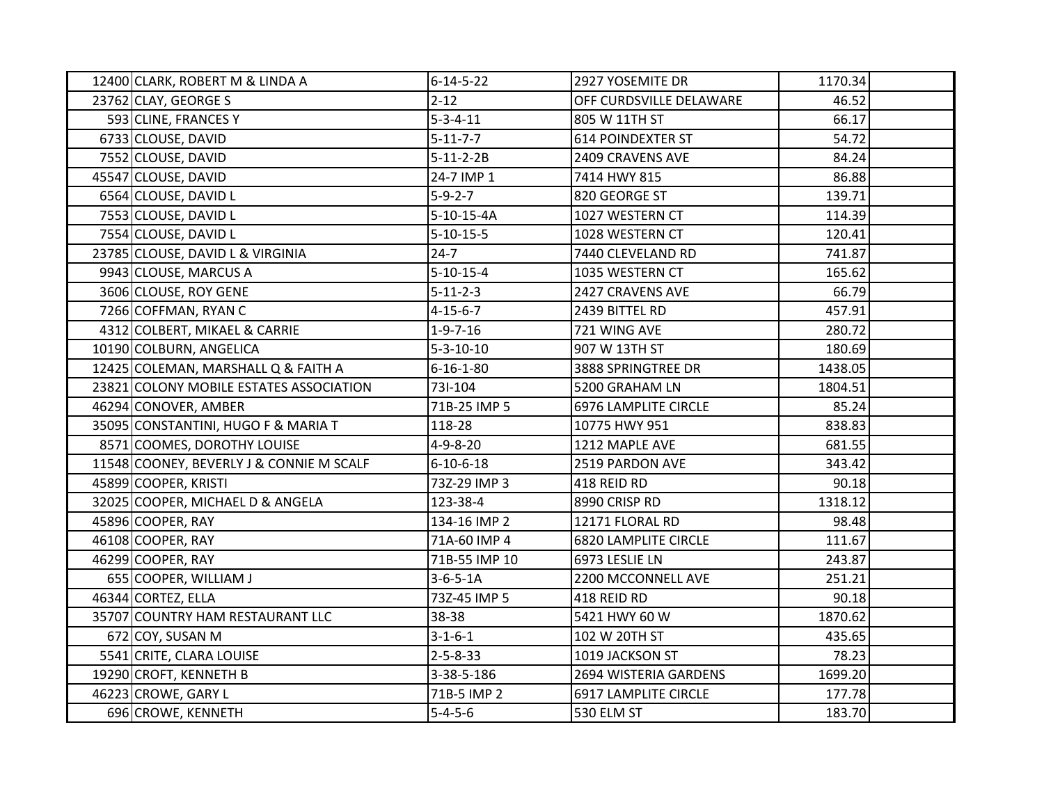| | | | | | |
|---|---|---|---|---|---|
| 12400 | CLARK, ROBERT M & LINDA A | 6-14-5-22 | 2927 YOSEMITE DR | 1170.34 | |
| 23762 | CLAY, GEORGE S | 2-12 | OFF CURDSVILLE DELAWARE | 46.52 | |
| 593 | CLINE, FRANCES Y | 5-3-4-11 | 805 W 11TH ST | 66.17 | |
| 6733 | CLOUSE, DAVID | 5-11-7-7 | 614 POINDEXTER ST | 54.72 | |
| 7552 | CLOUSE, DAVID | 5-11-2-2B | 2409 CRAVENS AVE | 84.24 | |
| 45547 | CLOUSE, DAVID | 24-7 IMP 1 | 7414 HWY 815 | 86.88 | |
| 6564 | CLOUSE, DAVID L | 5-9-2-7 | 820 GEORGE ST | 139.71 | |
| 7553 | CLOUSE, DAVID L | 5-10-15-4A | 1027 WESTERN CT | 114.39 | |
| 7554 | CLOUSE, DAVID L | 5-10-15-5 | 1028 WESTERN CT | 120.41 | |
| 23785 | CLOUSE, DAVID L & VIRGINIA | 24-7 | 7440 CLEVELAND RD | 741.87 | |
| 9943 | CLOUSE, MARCUS A | 5-10-15-4 | 1035 WESTERN CT | 165.62 | |
| 3606 | CLOUSE, ROY GENE | 5-11-2-3 | 2427 CRAVENS AVE | 66.79 | |
| 7266 | COFFMAN, RYAN C | 4-15-6-7 | 2439 BITTEL RD | 457.91 | |
| 4312 | COLBERT, MIKAEL & CARRIE | 1-9-7-16 | 721 WING AVE | 280.72 | |
| 10190 | COLBURN, ANGELICA | 5-3-10-10 | 907 W 13TH ST | 180.69 | |
| 12425 | COLEMAN, MARSHALL Q & FAITH A | 6-16-1-80 | 3888 SPRINGTREE DR | 1438.05 | |
| 23821 | COLONY MOBILE ESTATES ASSOCIATION | 73I-104 | 5200 GRAHAM LN | 1804.51 | |
| 46294 | CONOVER, AMBER | 71B-25 IMP 5 | 6976 LAMPLITE CIRCLE | 85.24 | |
| 35095 | CONSTANTINI, HUGO F & MARIA T | 118-28 | 10775 HWY 951 | 838.83 | |
| 8571 | COOMES, DOROTHY LOUISE | 4-9-8-20 | 1212 MAPLE AVE | 681.55 | |
| 11548 | COONEY, BEVERLY J & CONNIE M SCALF | 6-10-6-18 | 2519 PARDON AVE | 343.42 | |
| 45899 | COOPER, KRISTI | 73Z-29 IMP 3 | 418 REID RD | 90.18 | |
| 32025 | COOPER, MICHAEL D & ANGELA | 123-38-4 | 8990 CRISP RD | 1318.12 | |
| 45896 | COOPER, RAY | 134-16 IMP 2 | 12171 FLORAL RD | 98.48 | |
| 46108 | COOPER, RAY | 71A-60 IMP 4 | 6820 LAMPLITE CIRCLE | 111.67 | |
| 46299 | COOPER, RAY | 71B-55 IMP 10 | 6973 LESLIE LN | 243.87 | |
| 655 | COOPER, WILLIAM J | 3-6-5-1A | 2200 MCCONNELL AVE | 251.21 | |
| 46344 | CORTEZ, ELLA | 73Z-45 IMP 5 | 418 REID RD | 90.18 | |
| 35707 | COUNTRY HAM RESTAURANT LLC | 38-38 | 5421 HWY 60 W | 1870.62 | |
| 672 | COY, SUSAN M | 3-1-6-1 | 102 W 20TH ST | 435.65 | |
| 5541 | CRITE, CLARA LOUISE | 2-5-8-33 | 1019 JACKSON ST | 78.23 | |
| 19290 | CROFT, KENNETH B | 3-38-5-186 | 2694 WISTERIA GARDENS | 1699.20 | |
| 46223 | CROWE, GARY L | 71B-5 IMP 2 | 6917 LAMPLITE CIRCLE | 177.78 | |
| 696 | CROWE, KENNETH | 5-4-5-6 | 530 ELM ST | 183.70 | |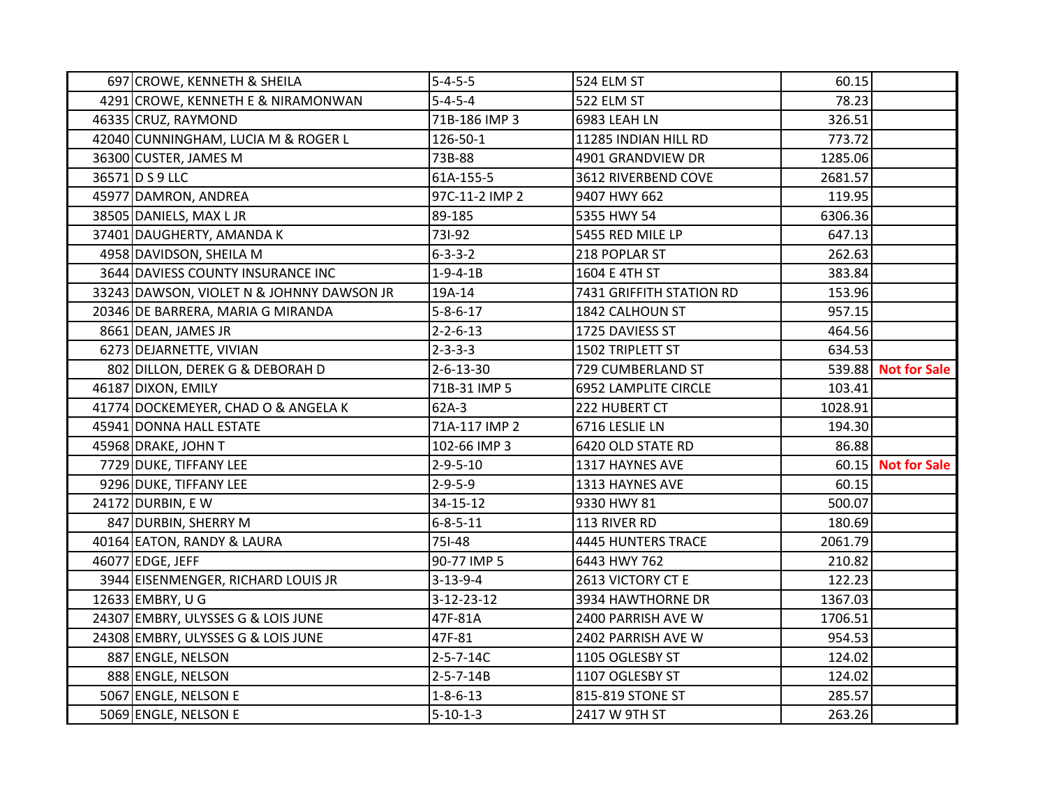| | | | | | |
|---|---|---|---|---|---|
| 697 | CROWE, KENNETH & SHEILA | 5-4-5-5 | 524 ELM ST | 60.15 | |
| 4291 | CROWE, KENNETH E & NIRAMONWAN | 5-4-5-4 | 522 ELM ST | 78.23 | |
| 46335 | CRUZ, RAYMOND | 71B-186 IMP 3 | 6983 LEAH LN | 326.51 | |
| 42040 | CUNNINGHAM, LUCIA M & ROGER L | 126-50-1 | 11285 INDIAN HILL RD | 773.72 | |
| 36300 | CUSTER, JAMES M | 73B-88 | 4901 GRANDVIEW DR | 1285.06 | |
| 36571 | D S 9 LLC | 61A-155-5 | 3612 RIVERBEND COVE | 2681.57 | |
| 45977 | DAMRON, ANDREA | 97C-11-2 IMP 2 | 9407 HWY 662 | 119.95 | |
| 38505 | DANIELS, MAX L JR | 89-185 | 5355 HWY 54 | 6306.36 | |
| 37401 | DAUGHERTY, AMANDA K | 73I-92 | 5455 RED MILE LP | 647.13 | |
| 4958 | DAVIDSON, SHEILA M | 6-3-3-2 | 218 POPLAR ST | 262.63 | |
| 3644 | DAVIESS COUNTY INSURANCE INC | 1-9-4-1B | 1604 E 4TH ST | 383.84 | |
| 33243 | DAWSON, VIOLET N & JOHNNY DAWSON JR | 19A-14 | 7431 GRIFFITH STATION RD | 153.96 | |
| 20346 | DE BARRERA, MARIA G MIRANDA | 5-8-6-17 | 1842 CALHOUN ST | 957.15 | |
| 8661 | DEAN, JAMES JR | 2-2-6-13 | 1725 DAVIESS ST | 464.56 | |
| 6273 | DEJARNETTE, VIVIAN | 2-3-3-3 | 1502 TRIPLETT ST | 634.53 | |
| 802 | DILLON, DEREK G & DEBORAH D | 2-6-13-30 | 729 CUMBERLAND ST | 539.88 | Not for Sale |
| 46187 | DIXON, EMILY | 71B-31 IMP 5 | 6952 LAMPLITE CIRCLE | 103.41 | |
| 41774 | DOCKEMEYER, CHAD O & ANGELA K | 62A-3 | 222 HUBERT CT | 1028.91 | |
| 45941 | DONNA HALL ESTATE | 71A-117 IMP 2 | 6716 LESLIE LN | 194.30 | |
| 45968 | DRAKE, JOHN T | 102-66 IMP 3 | 6420 OLD STATE RD | 86.88 | |
| 7729 | DUKE, TIFFANY LEE | 2-9-5-10 | 1317 HAYNES AVE | 60.15 | Not for Sale |
| 9296 | DUKE, TIFFANY LEE | 2-9-5-9 | 1313 HAYNES AVE | 60.15 | |
| 24172 | DURBIN, E W | 34-15-12 | 9330 HWY 81 | 500.07 | |
| 847 | DURBIN, SHERRY M | 6-8-5-11 | 113 RIVER RD | 180.69 | |
| 40164 | EATON, RANDY & LAURA | 75I-48 | 4445 HUNTERS TRACE | 2061.79 | |
| 46077 | EDGE, JEFF | 90-77 IMP 5 | 6443 HWY 762 | 210.82 | |
| 3944 | EISENMENGER, RICHARD LOUIS JR | 3-13-9-4 | 2613 VICTORY CT E | 122.23 | |
| 12633 | EMBRY, U G | 3-12-23-12 | 3934 HAWTHORNE DR | 1367.03 | |
| 24307 | EMBRY, ULYSSES G & LOIS JUNE | 47F-81A | 2400 PARRISH AVE W | 1706.51 | |
| 24308 | EMBRY, ULYSSES G & LOIS JUNE | 47F-81 | 2402 PARRISH AVE W | 954.53 | |
| 887 | ENGLE, NELSON | 2-5-7-14C | 1105 OGLESBY ST | 124.02 | |
| 888 | ENGLE, NELSON | 2-5-7-14B | 1107 OGLESBY ST | 124.02 | |
| 5067 | ENGLE, NELSON E | 1-8-6-13 | 815-819 STONE ST | 285.57 | |
| 5069 | ENGLE, NELSON E | 5-10-1-3 | 2417 W 9TH ST | 263.26 | |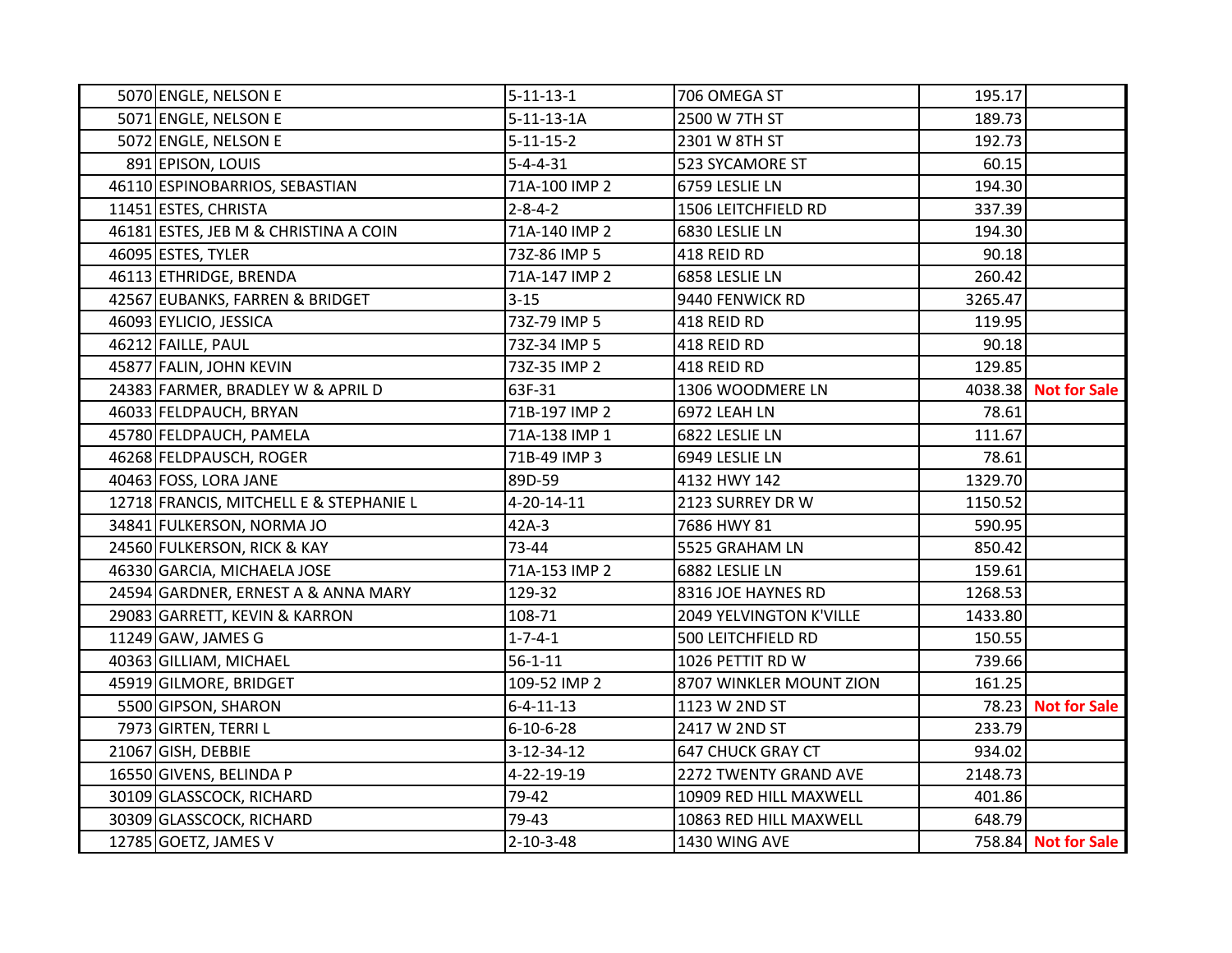| | | | | | |
|---|---|---|---|---|---|
| 5070 | ENGLE, NELSON E | 5-11-13-1 | 706 OMEGA ST | 195.17 | |
| 5071 | ENGLE, NELSON E | 5-11-13-1A | 2500 W 7TH ST | 189.73 | |
| 5072 | ENGLE, NELSON E | 5-11-15-2 | 2301 W 8TH ST | 192.73 | |
| 891 | EPISON, LOUIS | 5-4-4-31 | 523 SYCAMORE ST | 60.15 | |
| 46110 | ESPINOBARRIOS, SEBASTIAN | 71A-100 IMP 2 | 6759 LESLIE LN | 194.30 | |
| 11451 | ESTES, CHRISTA | 2-8-4-2 | 1506 LEITCHFIELD RD | 337.39 | |
| 46181 | ESTES, JEB M & CHRISTINA A COIN | 71A-140 IMP 2 | 6830 LESLIE LN | 194.30 | |
| 46095 | ESTES, TYLER | 73Z-86 IMP 5 | 418 REID RD | 90.18 | |
| 46113 | ETHRIDGE, BRENDA | 71A-147 IMP 2 | 6858 LESLIE LN | 260.42 | |
| 42567 | EUBANKS, FARREN & BRIDGET | 3-15 | 9440 FENWICK RD | 3265.47 | |
| 46093 | EYLICIO, JESSICA | 73Z-79 IMP 5 | 418 REID RD | 119.95 | |
| 46212 | FAILLE, PAUL | 73Z-34 IMP 5 | 418 REID RD | 90.18 | |
| 45877 | FALIN, JOHN KEVIN | 73Z-35 IMP 2 | 418 REID RD | 129.85 | |
| 24383 | FARMER, BRADLEY W & APRIL D | 63F-31 | 1306 WOODMERE LN | 4038.38 | **Not for Sale** |
| 46033 | FELDPAUCH, BRYAN | 71B-197 IMP 2 | 6972 LEAH LN | 78.61 | |
| 45780 | FELDPAUCH, PAMELA | 71A-138 IMP 1 | 6822 LESLIE LN | 111.67 | |
| 46268 | FELDPAUSCH, ROGER | 71B-49 IMP 3 | 6949 LESLIE LN | 78.61 | |
| 40463 | FOSS, LORA JANE | 89D-59 | 4132 HWY 142 | 1329.70 | |
| 12718 | FRANCIS, MITCHELL E & STEPHANIE L | 4-20-14-11 | 2123 SURREY DR W | 1150.52 | |
| 34841 | FULKERSON, NORMA JO | 42A-3 | 7686 HWY 81 | 590.95 | |
| 24560 | FULKERSON, RICK & KAY | 73-44 | 5525 GRAHAM LN | 850.42 | |
| 46330 | GARCIA, MICHAELA JOSE | 71A-153 IMP 2 | 6882 LESLIE LN | 159.61 | |
| 24594 | GARDNER, ERNEST A & ANNA MARY | 129-32 | 8316 JOE HAYNES RD | 1268.53 | |
| 29083 | GARRETT, KEVIN & KARRON | 108-71 | 2049 YELVINGTON K'VILLE | 1433.80 | |
| 11249 | GAW, JAMES G | 1-7-4-1 | 500 LEITCHFIELD RD | 150.55 | |
| 40363 | GILLIAM, MICHAEL | 56-1-11 | 1026 PETTIT RD W | 739.66 | |
| 45919 | GILMORE, BRIDGET | 109-52 IMP 2 | 8707 WINKLER MOUNT ZION | 161.25 | |
| 5500 | GIPSON, SHARON | 6-4-11-13 | 1123 W 2ND ST | 78.23 | **Not for Sale** |
| 7973 | GIRTEN, TERRI L | 6-10-6-28 | 2417 W 2ND ST | 233.79 | |
| 21067 | GISH, DEBBIE | 3-12-34-12 | 647 CHUCK GRAY CT | 934.02 | |
| 16550 | GIVENS, BELINDA P | 4-22-19-19 | 2272 TWENTY GRAND AVE | 2148.73 | |
| 30109 | GLASSCOCK, RICHARD | 79-42 | 10909 RED HILL MAXWELL | 401.86 | |
| 30309 | GLASSCOCK, RICHARD | 79-43 | 10863 RED HILL MAXWELL | 648.79 | |
| 12785 | GOETZ, JAMES V | 2-10-3-48 | 1430 WING AVE | 758.84 | **Not for Sale** |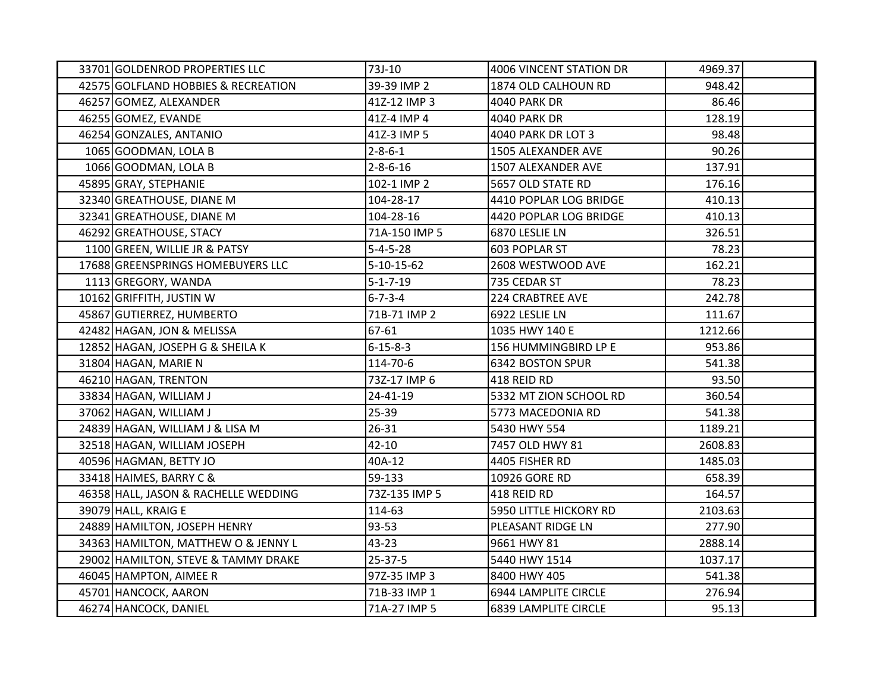| | | | | | |
|---|---|---|---|---|---|
| 33701 | GOLDENROD PROPERTIES LLC | 73J-10 | 4006 VINCENT STATION DR | 4969.37 | |
| 42575 | GOLFLAND HOBBIES & RECREATION | 39-39 IMP 2 | 1874 OLD CALHOUN RD | 948.42 | |
| 46257 | GOMEZ, ALEXANDER | 41Z-12 IMP 3 | 4040 PARK DR | 86.46 | |
| 46255 | GOMEZ, EVANDE | 41Z-4 IMP 4 | 4040 PARK DR | 128.19 | |
| 46254 | GONZALES, ANTANIO | 41Z-3 IMP 5 | 4040 PARK DR LOT 3 | 98.48 | |
| 1065 | GOODMAN, LOLA B | 2-8-6-1 | 1505 ALEXANDER AVE | 90.26 | |
| 1066 | GOODMAN, LOLA B | 2-8-6-16 | 1507 ALEXANDER AVE | 137.91 | |
| 45895 | GRAY, STEPHANIE | 102-1 IMP 2 | 5657 OLD STATE RD | 176.16 | |
| 32340 | GREATHOUSE, DIANE M | 104-28-17 | 4410 POPLAR LOG BRIDGE | 410.13 | |
| 32341 | GREATHOUSE, DIANE M | 104-28-16 | 4420 POPLAR LOG BRIDGE | 410.13 | |
| 46292 | GREATHOUSE, STACY | 71A-150 IMP 5 | 6870 LESLIE LN | 326.51 | |
| 1100 | GREEN, WILLIE JR & PATSY | 5-4-5-28 | 603 POPLAR ST | 78.23 | |
| 17688 | GREENSPRINGS HOMEBUYERS LLC | 5-10-15-62 | 2608 WESTWOOD AVE | 162.21 | |
| 1113 | GREGORY, WANDA | 5-1-7-19 | 735 CEDAR ST | 78.23 | |
| 10162 | GRIFFITH, JUSTIN W | 6-7-3-4 | 224 CRABTREE AVE | 242.78 | |
| 45867 | GUTIERREZ, HUMBERTO | 71B-71 IMP 2 | 6922 LESLIE LN | 111.67 | |
| 42482 | HAGAN, JON & MELISSA | 67-61 | 1035 HWY 140 E | 1212.66 | |
| 12852 | HAGAN, JOSEPH G & SHEILA K | 6-15-8-3 | 156 HUMMINGBIRD LP E | 953.86 | |
| 31804 | HAGAN, MARIE N | 114-70-6 | 6342 BOSTON SPUR | 541.38 | |
| 46210 | HAGAN, TRENTON | 73Z-17 IMP 6 | 418 REID RD | 93.50 | |
| 33834 | HAGAN, WILLIAM J | 24-41-19 | 5332 MT ZION SCHOOL RD | 360.54 | |
| 37062 | HAGAN, WILLIAM J | 25-39 | 5773 MACEDONIA RD | 541.38 | |
| 24839 | HAGAN, WILLIAM J & LISA M | 26-31 | 5430 HWY 554 | 1189.21 | |
| 32518 | HAGAN, WILLIAM JOSEPH | 42-10 | 7457 OLD HWY 81 | 2608.83 | |
| 40596 | HAGMAN, BETTY JO | 40A-12 | 4405 FISHER RD | 1485.03 | |
| 33418 | HAIMES, BARRY C & | 59-133 | 10926 GORE RD | 658.39 | |
| 46358 | HALL, JASON & RACHELLE WEDDING | 73Z-135 IMP 5 | 418 REID RD | 164.57 | |
| 39079 | HALL, KRAIG E | 114-63 | 5950 LITTLE HICKORY RD | 2103.63 | |
| 24889 | HAMILTON, JOSEPH HENRY | 93-53 | PLEASANT RIDGE LN | 277.90 | |
| 34363 | HAMILTON, MATTHEW O & JENNY L | 43-23 | 9661 HWY 81 | 2888.14 | |
| 29002 | HAMILTON, STEVE & TAMMY DRAKE | 25-37-5 | 5440 HWY 1514 | 1037.17 | |
| 46045 | HAMPTON, AIMEE R | 97Z-35 IMP 3 | 8400 HWY 405 | 541.38 | |
| 45701 | HANCOCK, AARON | 71B-33 IMP 1 | 6944 LAMPLITE CIRCLE | 276.94 | |
| 46274 | HANCOCK, DANIEL | 71A-27 IMP 5 | 6839 LAMPLITE CIRCLE | 95.13 | |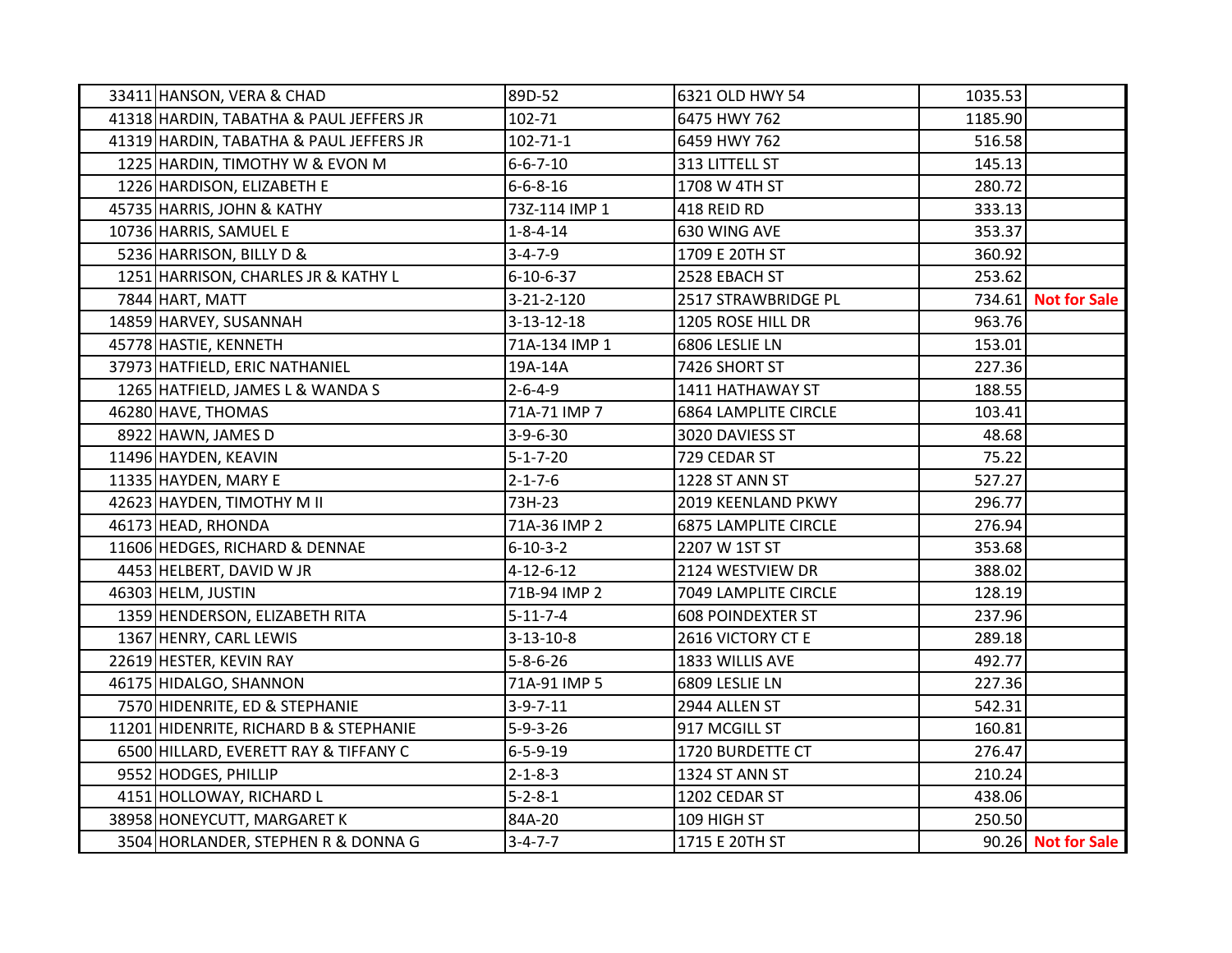| | | | | | |
|---|---|---|---|---|---|
| 33411 | HANSON, VERA & CHAD | 89D-52 | 6321 OLD HWY 54 | 1035.53 | |
| 41318 | HARDIN, TABATHA & PAUL JEFFERS JR | 102-71 | 6475 HWY 762 | 1185.90 | |
| 41319 | HARDIN, TABATHA & PAUL JEFFERS JR | 102-71-1 | 6459 HWY 762 | 516.58 | |
| 1225 | HARDIN, TIMOTHY W & EVON M | 6-6-7-10 | 313 LITTELL ST | 145.13 | |
| 1226 | HARDISON, ELIZABETH E | 6-6-8-16 | 1708 W 4TH ST | 280.72 | |
| 45735 | HARRIS, JOHN & KATHY | 73Z-114 IMP 1 | 418 REID RD | 333.13 | |
| 10736 | HARRIS, SAMUEL E | 1-8-4-14 | 630 WING AVE | 353.37 | |
| 5236 | HARRISON, BILLY D & | 3-4-7-9 | 1709 E 20TH ST | 360.92 | |
| 1251 | HARRISON, CHARLES JR & KATHY L | 6-10-6-37 | 2528 EBACH ST | 253.62 | |
| 7844 | HART, MATT | 3-21-2-120 | 2517 STRAWBRIDGE PL | 734.61 | **Not for Sale** |
| 14859 | HARVEY, SUSANNAH | 3-13-12-18 | 1205 ROSE HILL DR | 963.76 | |
| 45778 | HASTIE, KENNETH | 71A-134 IMP 1 | 6806 LESLIE LN | 153.01 | |
| 37973 | HATFIELD, ERIC NATHANIEL | 19A-14A | 7426 SHORT ST | 227.36 | |
| 1265 | HATFIELD, JAMES L & WANDA S | 2-6-4-9 | 1411 HATHAWAY ST | 188.55 | |
| 46280 | HAVE, THOMAS | 71A-71 IMP 7 | 6864 LAMPLITE CIRCLE | 103.41 | |
| 8922 | HAWN, JAMES D | 3-9-6-30 | 3020 DAVIESS ST | 48.68 | |
| 11496 | HAYDEN, KEAVIN | 5-1-7-20 | 729 CEDAR ST | 75.22 | |
| 11335 | HAYDEN, MARY E | 2-1-7-6 | 1228 ST ANN ST | 527.27 | |
| 42623 | HAYDEN, TIMOTHY M II | 73H-23 | 2019 KEENLAND PKWY | 296.77 | |
| 46173 | HEAD, RHONDA | 71A-36 IMP 2 | 6875 LAMPLITE CIRCLE | 276.94 | |
| 11606 | HEDGES, RICHARD & DENNAE | 6-10-3-2 | 2207 W 1ST ST | 353.68 | |
| 4453 | HELBERT, DAVID W JR | 4-12-6-12 | 2124 WESTVIEW DR | 388.02 | |
| 46303 | HELM, JUSTIN | 71B-94 IMP 2 | 7049 LAMPLITE CIRCLE | 128.19 | |
| 1359 | HENDERSON, ELIZABETH RITA | 5-11-7-4 | 608 POINDEXTER ST | 237.96 | |
| 1367 | HENRY, CARL LEWIS | 3-13-10-8 | 2616 VICTORY CT E | 289.18 | |
| 22619 | HESTER, KEVIN RAY | 5-8-6-26 | 1833 WILLIS AVE | 492.77 | |
| 46175 | HIDALGO, SHANNON | 71A-91 IMP 5 | 6809 LESLIE LN | 227.36 | |
| 7570 | HIDENRITE, ED & STEPHANIE | 3-9-7-11 | 2944 ALLEN ST | 542.31 | |
| 11201 | HIDENRITE, RICHARD B & STEPHANIE | 5-9-3-26 | 917 MCGILL ST | 160.81 | |
| 6500 | HILLARD, EVERETT RAY & TIFFANY C | 6-5-9-19 | 1720 BURDETTE CT | 276.47 | |
| 9552 | HODGES, PHILLIP | 2-1-8-3 | 1324 ST ANN ST | 210.24 | |
| 4151 | HOLLOWAY, RICHARD L | 5-2-8-1 | 1202 CEDAR ST | 438.06 | |
| 38958 | HONEYCUTT, MARGARET K | 84A-20 | 109 HIGH ST | 250.50 | |
| 3504 | HORLANDER, STEPHEN R & DONNA G | 3-4-7-7 | 1715 E 20TH ST | 90.26 | **Not for Sale** |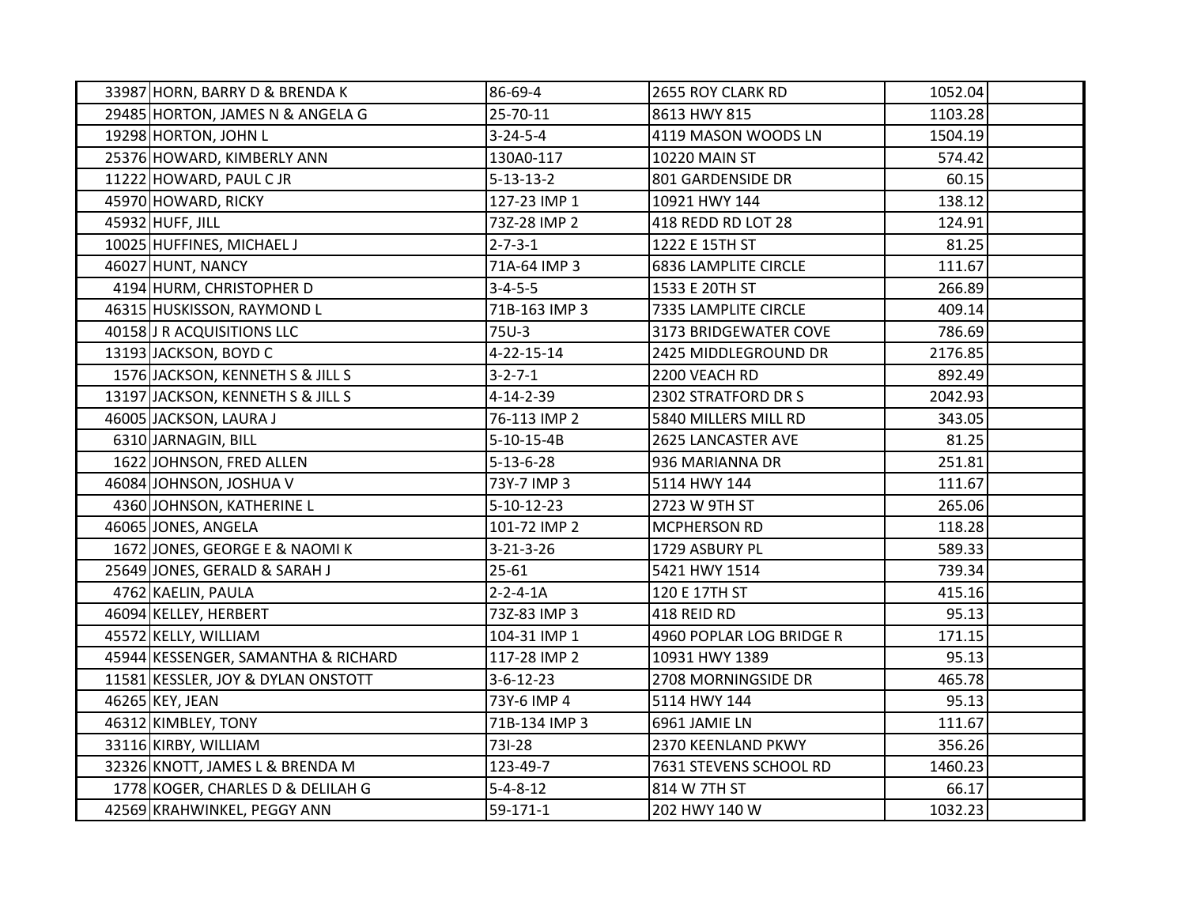| | | | | | |
|---|---|---|---|---|---|
| 33987 | HORN, BARRY D & BRENDA K | 86-69-4 | 2655 ROY CLARK RD | 1052.04 | |
| 29485 | HORTON, JAMES N & ANGELA G | 25-70-11 | 8613 HWY 815 | 1103.28 | |
| 19298 | HORTON, JOHN L | 3-24-5-4 | 4119 MASON WOODS LN | 1504.19 | |
| 25376 | HOWARD, KIMBERLY ANN | 130A0-117 | 10220 MAIN ST | 574.42 | |
| 11222 | HOWARD, PAUL C JR | 5-13-13-2 | 801 GARDENSIDE DR | 60.15 | |
| 45970 | HOWARD, RICKY | 127-23 IMP 1 | 10921 HWY 144 | 138.12 | |
| 45932 | HUFF, JILL | 73Z-28 IMP 2 | 418 REDD RD LOT 28 | 124.91 | |
| 10025 | HUFFINES, MICHAEL J | 2-7-3-1 | 1222 E 15TH ST | 81.25 | |
| 46027 | HUNT, NANCY | 71A-64 IMP 3 | 6836 LAMPLITE CIRCLE | 111.67 | |
| 4194 | HURM, CHRISTOPHER D | 3-4-5-5 | 1533 E 20TH ST | 266.89 | |
| 46315 | HUSKISSON, RAYMOND L | 71B-163 IMP 3 | 7335 LAMPLITE CIRCLE | 409.14 | |
| 40158 | J R ACQUISITIONS LLC | 75U-3 | 3173 BRIDGEWATER COVE | 786.69 | |
| 13193 | JACKSON, BOYD C | 4-22-15-14 | 2425 MIDDLEGROUND DR | 2176.85 | |
| 1576 | JACKSON, KENNETH S & JILL S | 3-2-7-1 | 2200 VEACH RD | 892.49 | |
| 13197 | JACKSON, KENNETH S & JILL S | 4-14-2-39 | 2302 STRATFORD DR S | 2042.93 | |
| 46005 | JACKSON, LAURA J | 76-113 IMP 2 | 5840 MILLERS MILL RD | 343.05 | |
| 6310 | JARNAGIN, BILL | 5-10-15-4B | 2625 LANCASTER AVE | 81.25 | |
| 1622 | JOHNSON, FRED ALLEN | 5-13-6-28 | 936 MARIANNA DR | 251.81 | |
| 46084 | JOHNSON, JOSHUA V | 73Y-7 IMP 3 | 5114 HWY 144 | 111.67 | |
| 4360 | JOHNSON, KATHERINE L | 5-10-12-23 | 2723 W 9TH ST | 265.06 | |
| 46065 | JONES, ANGELA | 101-72 IMP 2 | MCPHERSON RD | 118.28 | |
| 1672 | JONES, GEORGE E & NAOMI K | 3-21-3-26 | 1729 ASBURY PL | 589.33 | |
| 25649 | JONES, GERALD & SARAH J | 25-61 | 5421 HWY 1514 | 739.34 | |
| 4762 | KAELIN, PAULA | 2-2-4-1A | 120 E 17TH ST | 415.16 | |
| 46094 | KELLEY, HERBERT | 73Z-83 IMP 3 | 418 REID RD | 95.13 | |
| 45572 | KELLY, WILLIAM | 104-31 IMP 1 | 4960 POPLAR LOG BRIDGE R | 171.15 | |
| 45944 | KESSENGER, SAMANTHA & RICHARD | 117-28 IMP 2 | 10931 HWY 1389 | 95.13 | |
| 11581 | KESSLER, JOY & DYLAN ONSTOTT | 3-6-12-23 | 2708 MORNINGSIDE DR | 465.78 | |
| 46265 | KEY, JEAN | 73Y-6 IMP 4 | 5114 HWY 144 | 95.13 | |
| 46312 | KIMBLEY, TONY | 71B-134 IMP 3 | 6961 JAMIE LN | 111.67 | |
| 33116 | KIRBY, WILLIAM | 73I-28 | 2370 KEENLAND PKWY | 356.26 | |
| 32326 | KNOTT, JAMES L & BRENDA M | 123-49-7 | 7631 STEVENS SCHOOL RD | 1460.23 | |
| 1778 | KOGER, CHARLES D & DELILAH G | 5-4-8-12 | 814 W 7TH ST | 66.17 | |
| 42569 | KRAHWINKEL, PEGGY ANN | 59-171-1 | 202 HWY 140 W | 1032.23 | |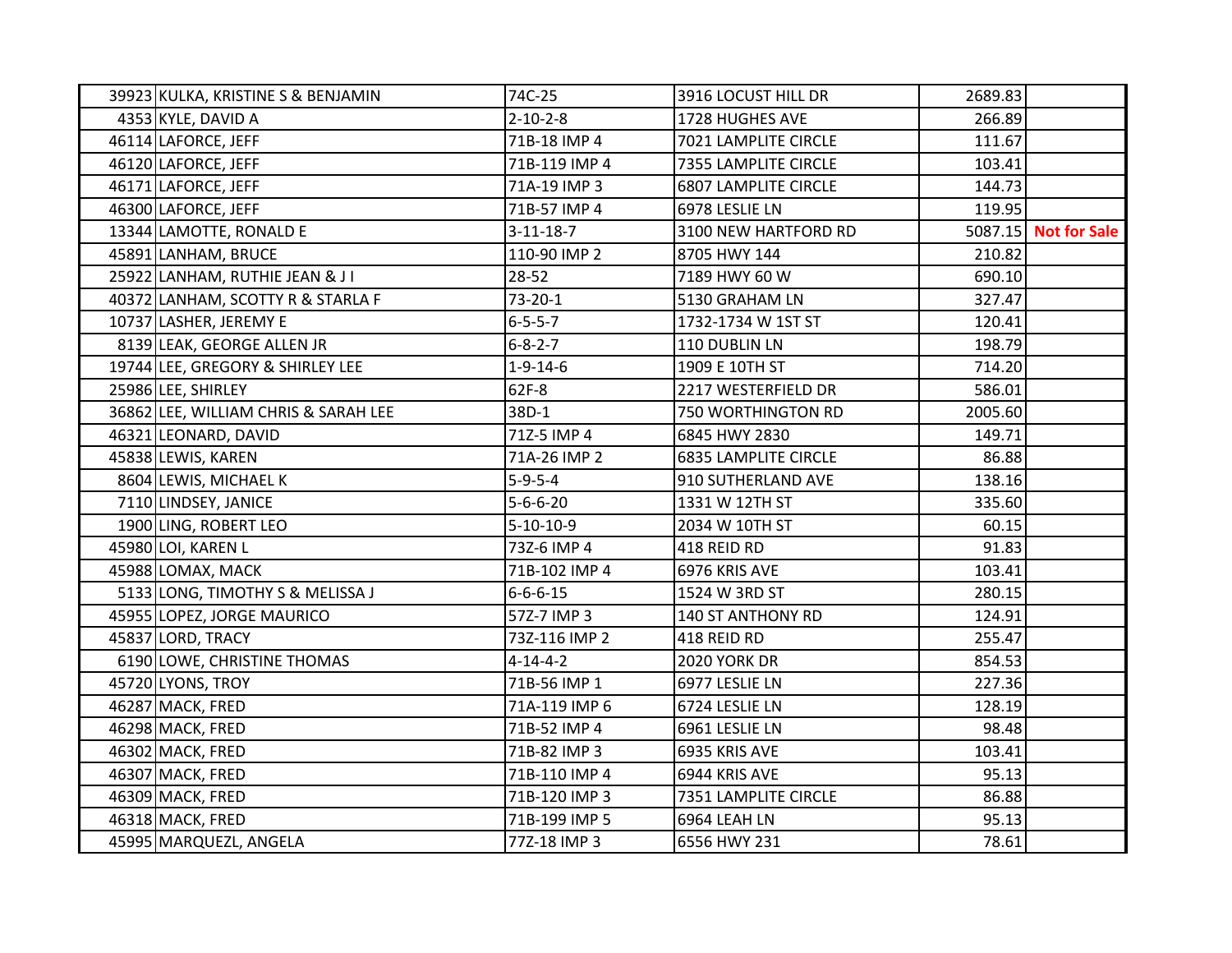| | | | | | |
|---|---|---|---|---|---|
| 39923 | KULKA, KRISTINE S & BENJAMIN | 74C-25 | 3916 LOCUST HILL DR | 2689.83 | |
| 4353 | KYLE, DAVID A | 2-10-2-8 | 1728 HUGHES AVE | 266.89 | |
| 46114 | LAFORCE, JEFF | 71B-18 IMP 4 | 7021 LAMPLITE CIRCLE | 111.67 | |
| 46120 | LAFORCE, JEFF | 71B-119 IMP 4 | 7355 LAMPLITE CIRCLE | 103.41 | |
| 46171 | LAFORCE, JEFF | 71A-19 IMP 3 | 6807 LAMPLITE CIRCLE | 144.73 | |
| 46300 | LAFORCE, JEFF | 71B-57 IMP 4 | 6978 LESLIE LN | 119.95 | |
| 13344 | LAMOTTE, RONALD E | 3-11-18-7 | 3100 NEW HARTFORD RD | 5087.15 | **Not for Sale** |
| 45891 | LANHAM, BRUCE | 110-90 IMP 2 | 8705 HWY 144 | 210.82 | |
| 25922 | LANHAM, RUTHIE JEAN & J I | 28-52 | 7189 HWY 60 W | 690.10 | |
| 40372 | LANHAM, SCOTTY R & STARLA F | 73-20-1 | 5130 GRAHAM LN | 327.47 | |
| 10737 | LASHER, JEREMY E | 6-5-5-7 | 1732-1734 W 1ST ST | 120.41 | |
| 8139 | LEAK, GEORGE ALLEN JR | 6-8-2-7 | 110 DUBLIN LN | 198.79 | |
| 19744 | LEE, GREGORY & SHIRLEY LEE | 1-9-14-6 | 1909 E 10TH ST | 714.20 | |
| 25986 | LEE, SHIRLEY | 62F-8 | 2217 WESTERFIELD DR | 586.01 | |
| 36862 | LEE, WILLIAM CHRIS & SARAH LEE | 38D-1 | 750 WORTHINGTON RD | 2005.60 | |
| 46321 | LEONARD, DAVID | 71Z-5 IMP 4 | 6845 HWY 2830 | 149.71 | |
| 45838 | LEWIS, KAREN | 71A-26 IMP 2 | 6835 LAMPLITE CIRCLE | 86.88 | |
| 8604 | LEWIS, MICHAEL K | 5-9-5-4 | 910 SUTHERLAND AVE | 138.16 | |
| 7110 | LINDSEY, JANICE | 5-6-6-20 | 1331 W 12TH ST | 335.60 | |
| 1900 | LING, ROBERT LEO | 5-10-10-9 | 2034 W 10TH ST | 60.15 | |
| 45980 | LOI, KAREN L | 73Z-6 IMP 4 | 418 REID RD | 91.83 | |
| 45988 | LOMAX, MACK | 71B-102 IMP 4 | 6976 KRIS AVE | 103.41 | |
| 5133 | LONG, TIMOTHY S & MELISSA J | 6-6-6-15 | 1524 W 3RD ST | 280.15 | |
| 45955 | LOPEZ, JORGE MAURICO | 57Z-7 IMP 3 | 140 ST ANTHONY RD | 124.91 | |
| 45837 | LORD, TRACY | 73Z-116 IMP 2 | 418 REID RD | 255.47 | |
| 6190 | LOWE, CHRISTINE THOMAS | 4-14-4-2 | 2020 YORK DR | 854.53 | |
| 45720 | LYONS, TROY | 71B-56 IMP 1 | 6977 LESLIE LN | 227.36 | |
| 46287 | MACK, FRED | 71A-119 IMP 6 | 6724 LESLIE LN | 128.19 | |
| 46298 | MACK, FRED | 71B-52 IMP 4 | 6961 LESLIE LN | 98.48 | |
| 46302 | MACK, FRED | 71B-82 IMP 3 | 6935 KRIS AVE | 103.41 | |
| 46307 | MACK, FRED | 71B-110 IMP 4 | 6944 KRIS AVE | 95.13 | |
| 46309 | MACK, FRED | 71B-120 IMP 3 | 7351 LAMPLITE CIRCLE | 86.88 | |
| 46318 | MACK, FRED | 71B-199 IMP 5 | 6964 LEAH LN | 95.13 | |
| 45995 | MARQUEZL, ANGELA | 77Z-18 IMP 3 | 6556 HWY 231 | 78.61 | |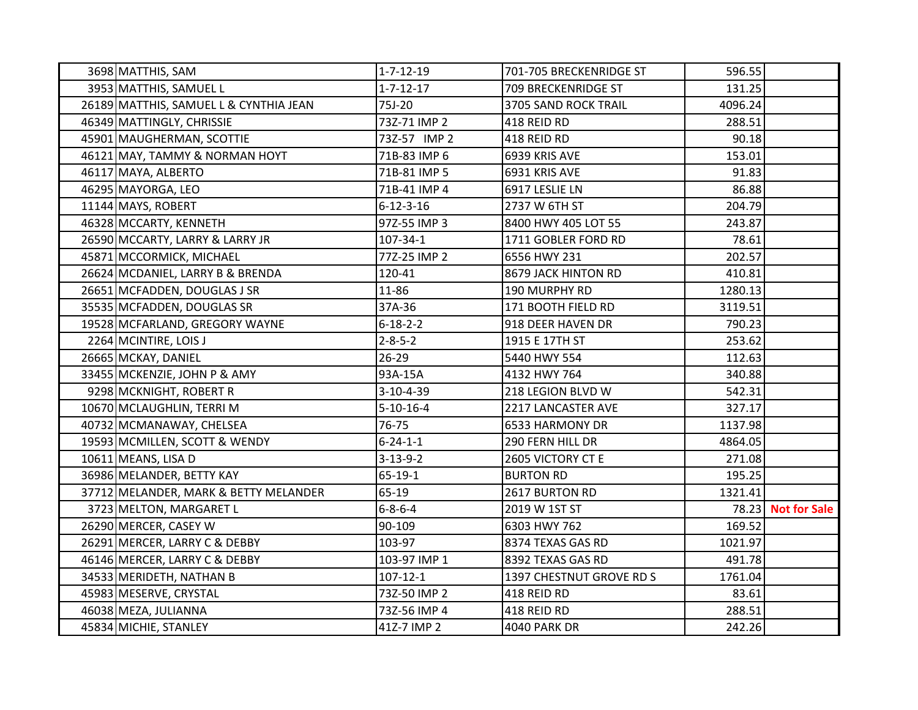| | | | | | |
|---|---|---|---|---|---|
| 3698 | MATTHIS, SAM | 1-7-12-19 | 701-705 BRECKENRIDGE ST | 596.55 | |
| 3953 | MATTHIS, SAMUEL L | 1-7-12-17 | 709 BRECKENRIDGE ST | 131.25 | |
| 26189 | MATTHIS, SAMUEL L & CYNTHIA JEAN | 75J-20 | 3705 SAND ROCK TRAIL | 4096.24 | |
| 46349 | MATTINGLY, CHRISSIE | 73Z-71 IMP 2 | 418 REID RD | 288.51 | |
| 45901 | MAUGHERMAN, SCOTTIE | 73Z-57 IMP 2 | 418 REID RD | 90.18 | |
| 46121 | MAY, TAMMY & NORMAN HOYT | 71B-83 IMP 6 | 6939 KRIS AVE | 153.01 | |
| 46117 | MAYA, ALBERTO | 71B-81 IMP 5 | 6931 KRIS AVE | 91.83 | |
| 46295 | MAYORGA, LEO | 71B-41 IMP 4 | 6917 LESLIE LN | 86.88 | |
| 11144 | MAYS, ROBERT | 6-12-3-16 | 2737 W 6TH ST | 204.79 | |
| 46328 | MCCARTY, KENNETH | 97Z-55 IMP 3 | 8400 HWY 405 LOT 55 | 243.87 | |
| 26590 | MCCARTY, LARRY & LARRY JR | 107-34-1 | 1711 GOBLER FORD RD | 78.61 | |
| 45871 | MCCORMICK, MICHAEL | 77Z-25 IMP 2 | 6556 HWY 231 | 202.57 | |
| 26624 | MCDANIEL, LARRY B & BRENDA | 120-41 | 8679 JACK HINTON RD | 410.81 | |
| 26651 | MCFADDEN, DOUGLAS J SR | 11-86 | 190 MURPHY RD | 1280.13 | |
| 35535 | MCFADDEN, DOUGLAS SR | 37A-36 | 171 BOOTH FIELD RD | 3119.51 | |
| 19528 | MCFARLAND, GREGORY WAYNE | 6-18-2-2 | 918 DEER HAVEN DR | 790.23 | |
| 2264 | MCINTIRE, LOIS J | 2-8-5-2 | 1915 E 17TH ST | 253.62 | |
| 26665 | MCKAY, DANIEL | 26-29 | 5440 HWY 554 | 112.63 | |
| 33455 | MCKENZIE, JOHN P & AMY | 93A-15A | 4132 HWY 764 | 340.88 | |
| 9298 | MCKNIGHT, ROBERT R | 3-10-4-39 | 218 LEGION BLVD W | 542.31 | |
| 10670 | MCLAUGHLIN, TERRI M | 5-10-16-4 | 2217 LANCASTER AVE | 327.17 | |
| 40732 | MCMANAWAY, CHELSEA | 76-75 | 6533 HARMONY DR | 1137.98 | |
| 19593 | MCMILLEN, SCOTT & WENDY | 6-24-1-1 | 290 FERN HILL DR | 4864.05 | |
| 10611 | MEANS, LISA D | 3-13-9-2 | 2605 VICTORY CT E | 271.08 | |
| 36986 | MELANDER, BETTY KAY | 65-19-1 | BURTON RD | 195.25 | |
| 37712 | MELANDER, MARK & BETTY MELANDER | 65-19 | 2617 BURTON RD | 1321.41 | |
| 3723 | MELTON, MARGARET L | 6-8-6-4 | 2019 W 1ST ST | 78.23 | **Not for Sale** |
| 26290 | MERCER, CASEY W | 90-109 | 6303 HWY 762 | 169.52 | |
| 26291 | MERCER, LARRY C & DEBBY | 103-97 | 8374 TEXAS GAS RD | 1021.97 | |
| 46146 | MERCER, LARRY C & DEBBY | 103-97 IMP 1 | 8392 TEXAS GAS RD | 491.78 | |
| 34533 | MERIDETH, NATHAN B | 107-12-1 | 1397 CHESTNUT GROVE RD S | 1761.04 | |
| 45983 | MESERVE, CRYSTAL | 73Z-50 IMP 2 | 418 REID RD | 83.61 | |
| 46038 | MEZA, JULIANNA | 73Z-56 IMP 4 | 418 REID RD | 288.51 | |
| 45834 | MICHIE, STANLEY | 41Z-7 IMP 2 | 4040 PARK DR | 242.26 | |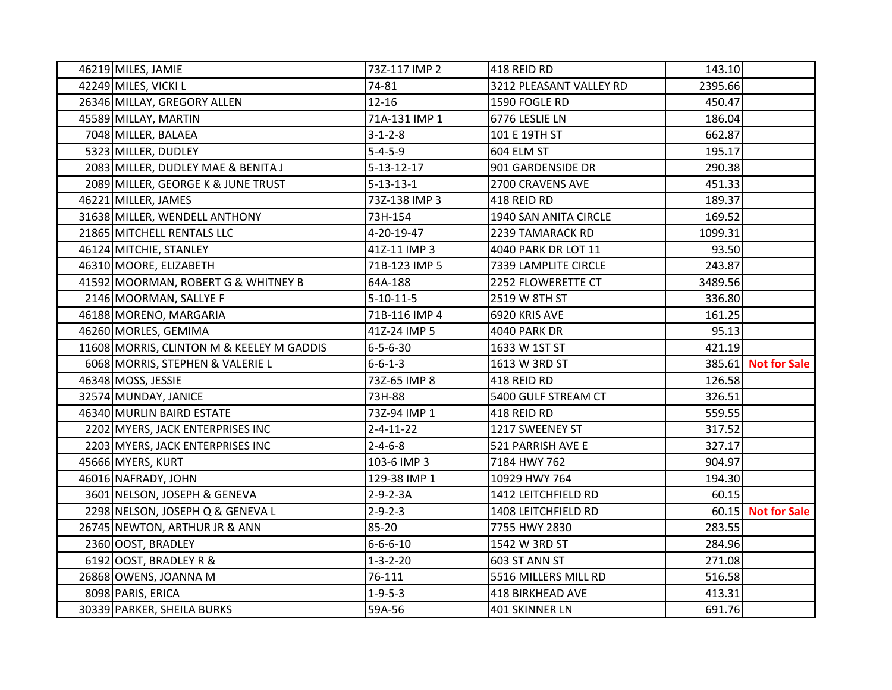| | | | | | |
|---|---|---|---|---|---|
| 46219 | MILES, JAMIE | 73Z-117 IMP 2 | 418 REID RD | 143.10 | |
| 42249 | MILES, VICKI L | 74-81 | 3212 PLEASANT VALLEY RD | 2395.66 | |
| 26346 | MILLAY, GREGORY ALLEN | 12-16 | 1590 FOGLE RD | 450.47 | |
| 45589 | MILLAY, MARTIN | 71A-131 IMP 1 | 6776 LESLIE LN | 186.04 | |
| 7048 | MILLER, BALAEA | 3-1-2-8 | 101 E 19TH ST | 662.87 | |
| 5323 | MILLER, DUDLEY | 5-4-5-9 | 604 ELM ST | 195.17 | |
| 2083 | MILLER, DUDLEY MAE & BENITA J | 5-13-12-17 | 901 GARDENSIDE DR | 290.38 | |
| 2089 | MILLER, GEORGE K & JUNE TRUST | 5-13-13-1 | 2700 CRAVENS AVE | 451.33 | |
| 46221 | MILLER, JAMES | 73Z-138 IMP 3 | 418 REID RD | 189.37 | |
| 31638 | MILLER, WENDELL ANTHONY | 73H-154 | 1940 SAN ANITA CIRCLE | 169.52 | |
| 21865 | MITCHELL RENTALS LLC | 4-20-19-47 | 2239 TAMARACK RD | 1099.31 | |
| 46124 | MITCHIE, STANLEY | 41Z-11 IMP 3 | 4040 PARK DR LOT 11 | 93.50 | |
| 46310 | MOORE, ELIZABETH | 71B-123 IMP 5 | 7339 LAMPLITE CIRCLE | 243.87 | |
| 41592 | MOORMAN, ROBERT G & WHITNEY B | 64A-188 | 2252 FLOWERETTE CT | 3489.56 | |
| 2146 | MOORMAN, SALLYE F | 5-10-11-5 | 2519 W 8TH ST | 336.80 | |
| 46188 | MORENO, MARGARIA | 71B-116 IMP 4 | 6920 KRIS AVE | 161.25 | |
| 46260 | MORLES, GEMIMA | 41Z-24 IMP 5 | 4040 PARK DR | 95.13 | |
| 11608 | MORRIS, CLINTON M & KEELEY M GADDIS | 6-5-6-30 | 1633 W 1ST ST | 421.19 | |
| 6068 | MORRIS, STEPHEN & VALERIE L | 6-6-1-3 | 1613 W 3RD ST | 385.61 | **Not for Sale** |
| 46348 | MOSS, JESSIE | 73Z-65 IMP 8 | 418 REID RD | 126.58 | |
| 32574 | MUNDAY, JANICE | 73H-88 | 5400 GULF STREAM CT | 326.51 | |
| 46340 | MURLIN BAIRD ESTATE | 73Z-94 IMP 1 | 418 REID RD | 559.55 | |
| 2202 | MYERS, JACK ENTERPRISES INC | 2-4-11-22 | 1217 SWEENEY ST | 317.52 | |
| 2203 | MYERS, JACK ENTERPRISES INC | 2-4-6-8 | 521 PARRISH AVE E | 327.17 | |
| 45666 | MYERS, KURT | 103-6 IMP 3 | 7184 HWY 762 | 904.97 | |
| 46016 | NAFRADY, JOHN | 129-38 IMP 1 | 10929 HWY 764 | 194.30 | |
| 3601 | NELSON, JOSEPH & GENEVA | 2-9-2-3A | 1412 LEITCHFIELD RD | 60.15 | |
| 2298 | NELSON, JOSEPH Q & GENEVA L | 2-9-2-3 | 1408 LEITCHFIELD RD | 60.15 | **Not for Sale** |
| 26745 | NEWTON, ARTHUR JR & ANN | 85-20 | 7755 HWY 2830 | 283.55 | |
| 2360 | OOST, BRADLEY | 6-6-6-10 | 1542 W 3RD ST | 284.96 | |
| 6192 | OOST, BRADLEY R & | 1-3-2-20 | 603 ST ANN ST | 271.08 | |
| 26868 | OWENS, JOANNA M | 76-111 | 5516 MILLERS MILL RD | 516.58 | |
| 8098 | PARIS, ERICA | 1-9-5-3 | 418 BIRKHEAD AVE | 413.31 | |
| 30339 | PARKER, SHEILA BURKS | 59A-56 | 401 SKINNER LN | 691.76 | |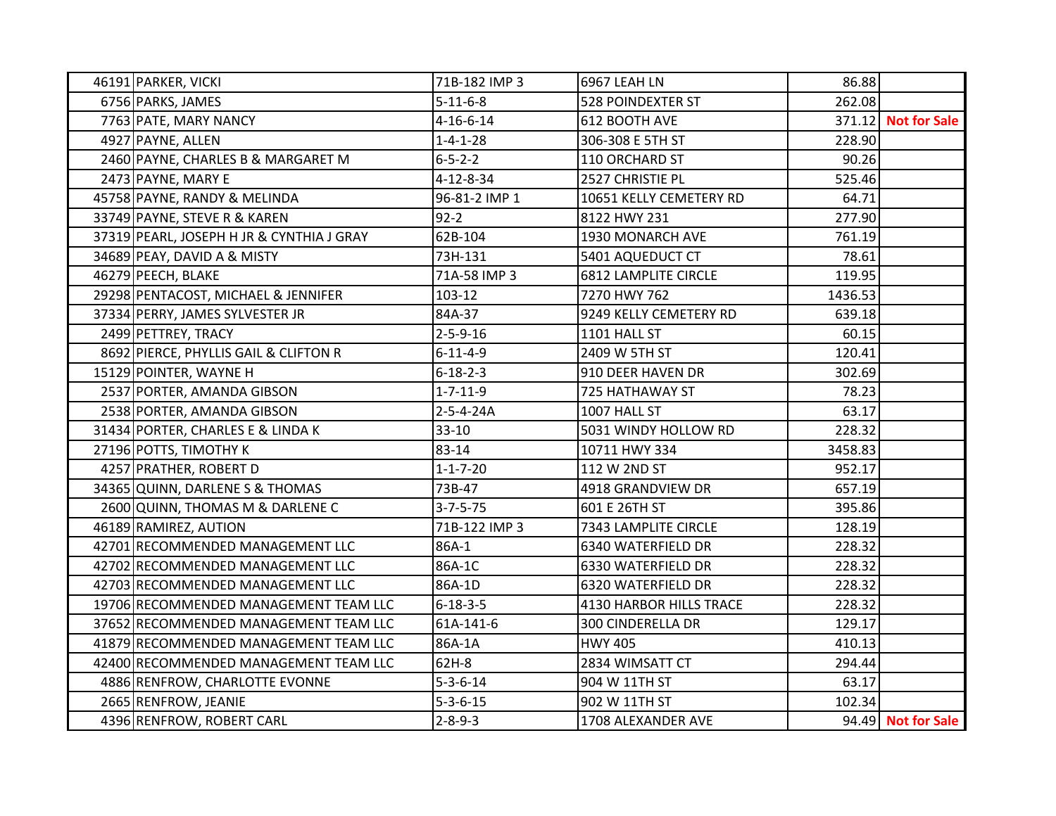| | | | | | |
|---|---|---|---|---|---|
| 46191 | PARKER, VICKI | 71B-182 IMP 3 | 6967 LEAH LN | 86.88 | |
| 6756 | PARKS, JAMES | 5-11-6-8 | 528 POINDEXTER ST | 262.08 | |
| 7763 | PATE, MARY NANCY | 4-16-6-14 | 612 BOOTH AVE | 371.12 | **Not for Sale** |
| 4927 | PAYNE, ALLEN | 1-4-1-28 | 306-308 E 5TH ST | 228.90 | |
| 2460 | PAYNE, CHARLES B & MARGARET M | 6-5-2-2 | 110 ORCHARD ST | 90.26 | |
| 2473 | PAYNE, MARY E | 4-12-8-34 | 2527 CHRISTIE PL | 525.46 | |
| 45758 | PAYNE, RANDY & MELINDA | 96-81-2 IMP 1 | 10651 KELLY CEMETERY RD | 64.71 | |
| 33749 | PAYNE, STEVE R & KAREN | 92-2 | 8122 HWY 231 | 277.90 | |
| 37319 | PEARL, JOSEPH H JR & CYNTHIA J GRAY | 62B-104 | 1930 MONARCH AVE | 761.19 | |
| 34689 | PEAY, DAVID A & MISTY | 73H-131 | 5401 AQUEDUCT CT | 78.61 | |
| 46279 | PEECH, BLAKE | 71A-58 IMP 3 | 6812 LAMPLITE CIRCLE | 119.95 | |
| 29298 | PENTACOST, MICHAEL & JENNIFER | 103-12 | 7270 HWY 762 | 1436.53 | |
| 37334 | PERRY, JAMES SYLVESTER JR | 84A-37 | 9249 KELLY CEMETERY RD | 639.18 | |
| 2499 | PETTREY, TRACY | 2-5-9-16 | 1101 HALL ST | 60.15 | |
| 8692 | PIERCE, PHYLLIS GAIL & CLIFTON R | 6-11-4-9 | 2409 W 5TH ST | 120.41 | |
| 15129 | POINTER, WAYNE H | 6-18-2-3 | 910 DEER HAVEN DR | 302.69 | |
| 2537 | PORTER, AMANDA GIBSON | 1-7-11-9 | 725 HATHAWAY ST | 78.23 | |
| 2538 | PORTER, AMANDA GIBSON | 2-5-4-24A | 1007 HALL ST | 63.17 | |
| 31434 | PORTER, CHARLES E & LINDA K | 33-10 | 5031 WINDY HOLLOW RD | 228.32 | |
| 27196 | POTTS, TIMOTHY K | 83-14 | 10711 HWY 334 | 3458.83 | |
| 4257 | PRATHER, ROBERT D | 1-1-7-20 | 112 W 2ND ST | 952.17 | |
| 34365 | QUINN, DARLENE S & THOMAS | 73B-47 | 4918 GRANDVIEW DR | 657.19 | |
| 2600 | QUINN, THOMAS M & DARLENE C | 3-7-5-75 | 601 E 26TH ST | 395.86 | |
| 46189 | RAMIREZ, AUTION | 71B-122 IMP 3 | 7343 LAMPLITE CIRCLE | 128.19 | |
| 42701 | RECOMMENDED MANAGEMENT LLC | 86A-1 | 6340 WATERFIELD DR | 228.32 | |
| 42702 | RECOMMENDED MANAGEMENT LLC | 86A-1C | 6330 WATERFIELD DR | 228.32 | |
| 42703 | RECOMMENDED MANAGEMENT LLC | 86A-1D | 6320 WATERFIELD DR | 228.32 | |
| 19706 | RECOMMENDED MANAGEMENT TEAM LLC | 6-18-3-5 | 4130 HARBOR HILLS TRACE | 228.32 | |
| 37652 | RECOMMENDED MANAGEMENT TEAM LLC | 61A-141-6 | 300 CINDERELLA DR | 129.17 | |
| 41879 | RECOMMENDED MANAGEMENT TEAM LLC | 86A-1A | HWY 405 | 410.13 | |
| 42400 | RECOMMENDED MANAGEMENT TEAM LLC | 62H-8 | 2834 WIMSATT CT | 294.44 | |
| 4886 | RENFROW, CHARLOTTE EVONNE | 5-3-6-14 | 904 W 11TH ST | 63.17 | |
| 2665 | RENFROW, JEANIE | 5-3-6-15 | 902 W 11TH ST | 102.34 | |
| 4396 | RENFROW, ROBERT CARL | 2-8-9-3 | 1708 ALEXANDER AVE | 94.49 | **Not for Sale** |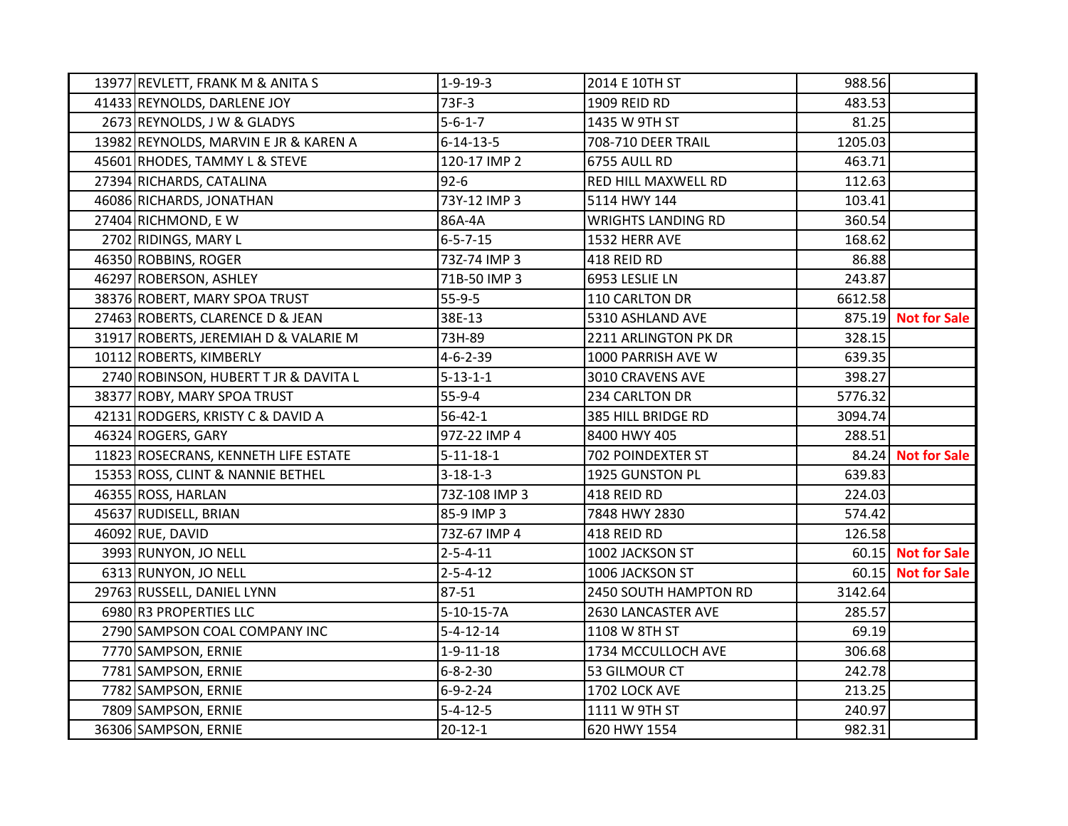| | | | | | |
|---|---|---|---|---|---|
| 13977 | REVLETT, FRANK M & ANITA S | 1-9-19-3 | 2014 E 10TH ST | 988.56 | |
| 41433 | REYNOLDS, DARLENE JOY | 73F-3 | 1909 REID RD | 483.53 | |
| 2673 | REYNOLDS, J W & GLADYS | 5-6-1-7 | 1435 W 9TH ST | 81.25 | |
| 13982 | REYNOLDS, MARVIN E JR & KAREN A | 6-14-13-5 | 708-710 DEER TRAIL | 1205.03 | |
| 45601 | RHODES, TAMMY L & STEVE | 120-17 IMP 2 | 6755 AULL RD | 463.71 | |
| 27394 | RICHARDS, CATALINA | 92-6 | RED HILL MAXWELL RD | 112.63 | |
| 46086 | RICHARDS, JONATHAN | 73Y-12 IMP 3 | 5114 HWY 144 | 103.41 | |
| 27404 | RICHMOND, E W | 86A-4A | WRIGHTS LANDING RD | 360.54 | |
| 2702 | RIDINGS, MARY L | 6-5-7-15 | 1532 HERR AVE | 168.62 | |
| 46350 | ROBBINS, ROGER | 73Z-74 IMP 3 | 418 REID RD | 86.88 | |
| 46297 | ROBERSON, ASHLEY | 71B-50 IMP 3 | 6953 LESLIE LN | 243.87 | |
| 38376 | ROBERT, MARY SPOA TRUST | 55-9-5 | 110 CARLTON DR | 6612.58 | |
| 27463 | ROBERTS, CLARENCE D & JEAN | 38E-13 | 5310 ASHLAND AVE | 875.19 | Not for Sale |
| 31917 | ROBERTS, JEREMIAH D & VALARIE M | 73H-89 | 2211 ARLINGTON PK DR | 328.15 | |
| 10112 | ROBERTS, KIMBERLY | 4-6-2-39 | 1000 PARRISH AVE W | 639.35 | |
| 2740 | ROBINSON, HUBERT T JR & DAVITA L | 5-13-1-1 | 3010 CRAVENS AVE | 398.27 | |
| 38377 | ROBY, MARY SPOA TRUST | 55-9-4 | 234 CARLTON DR | 5776.32 | |
| 42131 | RODGERS, KRISTY C & DAVID A | 56-42-1 | 385 HILL BRIDGE RD | 3094.74 | |
| 46324 | ROGERS, GARY | 97Z-22 IMP 4 | 8400 HWY 405 | 288.51 | |
| 11823 | ROSECRANS, KENNETH LIFE ESTATE | 5-11-18-1 | 702 POINDEXTER ST | 84.24 | Not for Sale |
| 15353 | ROSS, CLINT & NANNIE BETHEL | 3-18-1-3 | 1925 GUNSTON PL | 639.83 | |
| 46355 | ROSS, HARLAN | 73Z-108 IMP 3 | 418 REID RD | 224.03 | |
| 45637 | RUDISELL, BRIAN | 85-9 IMP 3 | 7848 HWY 2830 | 574.42 | |
| 46092 | RUE, DAVID | 73Z-67 IMP 4 | 418 REID RD | 126.58 | |
| 3993 | RUNYON, JO NELL | 2-5-4-11 | 1002 JACKSON ST | 60.15 | Not for Sale |
| 6313 | RUNYON, JO NELL | 2-5-4-12 | 1006 JACKSON ST | 60.15 | Not for Sale |
| 29763 | RUSSELL, DANIEL LYNN | 87-51 | 2450 SOUTH HAMPTON RD | 3142.64 | |
| 6980 | R3 PROPERTIES LLC | 5-10-15-7A | 2630 LANCASTER AVE | 285.57 | |
| 2790 | SAMPSON COAL COMPANY INC | 5-4-12-14 | 1108 W 8TH ST | 69.19 | |
| 7770 | SAMPSON, ERNIE | 1-9-11-18 | 1734 MCCULLOCH AVE | 306.68 | |
| 7781 | SAMPSON, ERNIE | 6-8-2-30 | 53 GILMOUR CT | 242.78 | |
| 7782 | SAMPSON, ERNIE | 6-9-2-24 | 1702 LOCK AVE | 213.25 | |
| 7809 | SAMPSON, ERNIE | 5-4-12-5 | 1111 W 9TH ST | 240.97 | |
| 36306 | SAMPSON, ERNIE | 20-12-1 | 620 HWY 1554 | 982.31 | |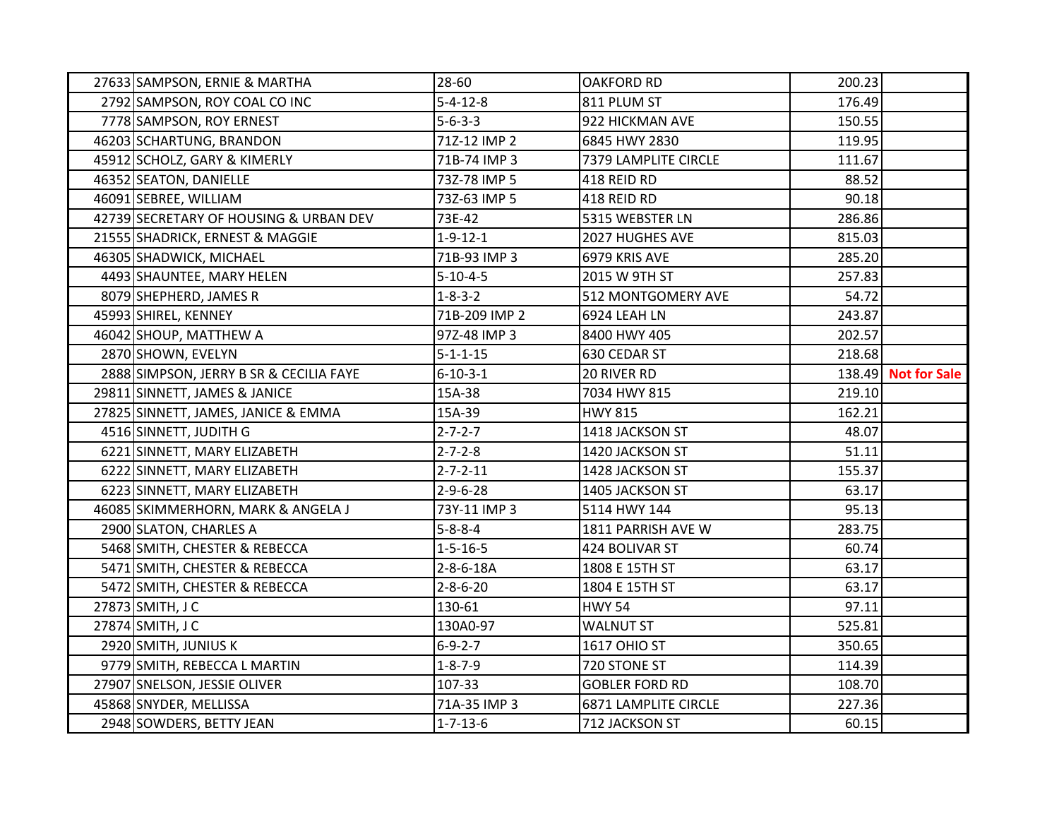| | | | | | |
|---|---|---|---|---|---|
| 27633 | SAMPSON, ERNIE & MARTHA | 28-60 | OAKFORD RD | 200.23 | |
| 2792 | SAMPSON, ROY COAL CO INC | 5-4-12-8 | 811 PLUM ST | 176.49 | |
| 7778 | SAMPSON, ROY ERNEST | 5-6-3-3 | 922 HICKMAN AVE | 150.55 | |
| 46203 | SCHARTUNG, BRANDON | 71Z-12 IMP 2 | 6845 HWY 2830 | 119.95 | |
| 45912 | SCHOLZ, GARY & KIMERLY | 71B-74 IMP 3 | 7379 LAMPLITE CIRCLE | 111.67 | |
| 46352 | SEATON, DANIELLE | 73Z-78 IMP 5 | 418 REID RD | 88.52 | |
| 46091 | SEBREE, WILLIAM | 73Z-63 IMP 5 | 418 REID RD | 90.18 | |
| 42739 | SECRETARY OF HOUSING & URBAN DEV | 73E-42 | 5315 WEBSTER LN | 286.86 | |
| 21555 | SHADRICK, ERNEST & MAGGIE | 1-9-12-1 | 2027 HUGHES AVE | 815.03 | |
| 46305 | SHADWICK, MICHAEL | 71B-93 IMP 3 | 6979 KRIS AVE | 285.20 | |
| 4493 | SHAUNTEE, MARY HELEN | 5-10-4-5 | 2015 W 9TH ST | 257.83 | |
| 8079 | SHEPHERD, JAMES R | 1-8-3-2 | 512 MONTGOMERY AVE | 54.72 | |
| 45993 | SHIREL, KENNEY | 71B-209 IMP 2 | 6924 LEAH LN | 243.87 | |
| 46042 | SHOUP, MATTHEW A | 97Z-48 IMP 3 | 8400 HWY 405 | 202.57 | |
| 2870 | SHOWN, EVELYN | 5-1-1-15 | 630 CEDAR ST | 218.68 | |
| 2888 | SIMPSON, JERRY B SR & CECILIA FAYE | 6-10-3-1 | 20 RIVER RD | 138.49 | **Not for Sale** |
| 29811 | SINNETT, JAMES & JANICE | 15A-38 | 7034 HWY 815 | 219.10 | |
| 27825 | SINNETT, JAMES, JANICE & EMMA | 15A-39 | HWY 815 | 162.21 | |
| 4516 | SINNETT, JUDITH G | 2-7-2-7 | 1418 JACKSON ST | 48.07 | |
| 6221 | SINNETT, MARY ELIZABETH | 2-7-2-8 | 1420 JACKSON ST | 51.11 | |
| 6222 | SINNETT, MARY ELIZABETH | 2-7-2-11 | 1428 JACKSON ST | 155.37 | |
| 6223 | SINNETT, MARY ELIZABETH | 2-9-6-28 | 1405 JACKSON ST | 63.17 | |
| 46085 | SKIMMERHORN, MARK & ANGELA J | 73Y-11 IMP 3 | 5114 HWY 144 | 95.13 | |
| 2900 | SLATON, CHARLES A | 5-8-8-4 | 1811 PARRISH AVE W | 283.75 | |
| 5468 | SMITH, CHESTER & REBECCA | 1-5-16-5 | 424 BOLIVAR ST | 60.74 | |
| 5471 | SMITH, CHESTER & REBECCA | 2-8-6-18A | 1808 E 15TH ST | 63.17 | |
| 5472 | SMITH, CHESTER & REBECCA | 2-8-6-20 | 1804 E 15TH ST | 63.17 | |
| 27873 | SMITH, J C | 130-61 | HWY 54 | 97.11 | |
| 27874 | SMITH, J C | 130A0-97 | WALNUT ST | 525.81 | |
| 2920 | SMITH, JUNIUS K | 6-9-2-7 | 1617 OHIO ST | 350.65 | |
| 9779 | SMITH, REBECCA L MARTIN | 1-8-7-9 | 720 STONE ST | 114.39 | |
| 27907 | SNELSON, JESSIE OLIVER | 107-33 | GOBLER FORD RD | 108.70 | |
| 45868 | SNYDER, MELLISSA | 71A-35 IMP 3 | 6871 LAMPLITE CIRCLE | 227.36 | |
| 2948 | SOWDERS, BETTY JEAN | 1-7-13-6 | 712 JACKSON ST | 60.15 | |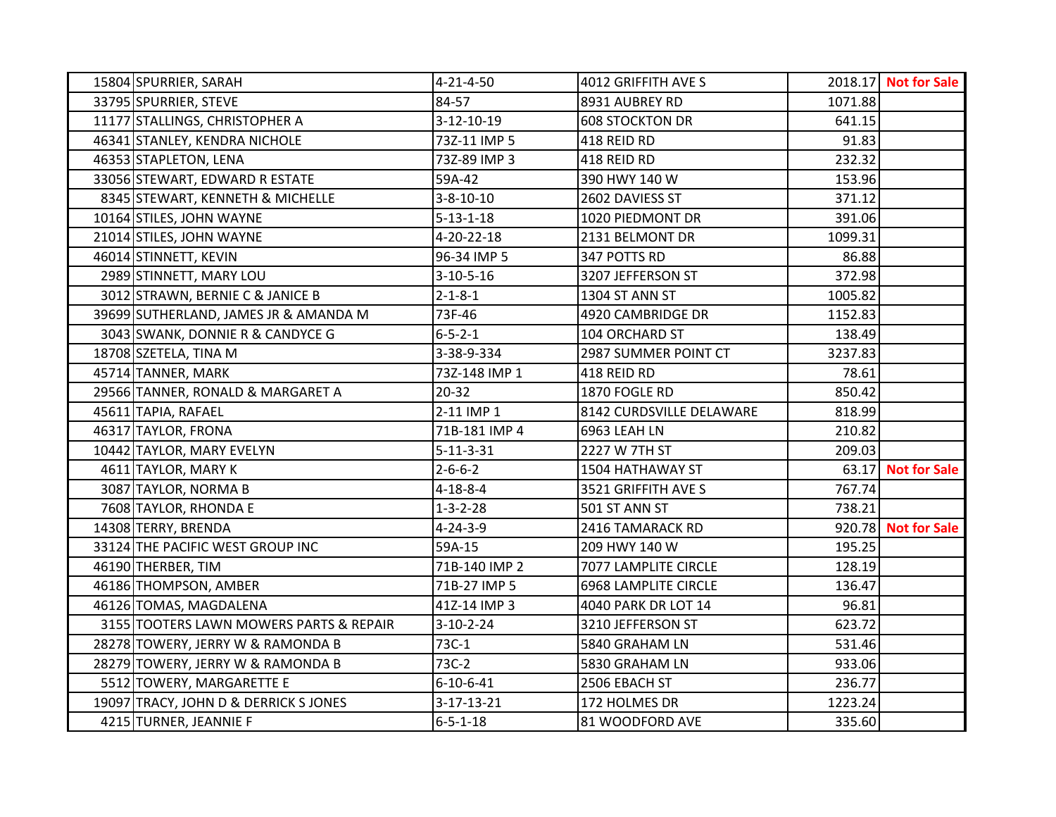| | | | | | |
|---|---|---|---|---|---|
| 15804 | SPURRIER, SARAH | 4-21-4-50 | 4012 GRIFFITH AVE S | 2018.17 | Not for Sale |
| 33795 | SPURRIER, STEVE | 84-57 | 8931 AUBREY RD | 1071.88 | |
| 11177 | STALLINGS, CHRISTOPHER A | 3-12-10-19 | 608 STOCKTON DR | 641.15 | |
| 46341 | STANLEY, KENDRA NICHOLE | 73Z-11 IMP 5 | 418 REID RD | 91.83 | |
| 46353 | STAPLETON, LENA | 73Z-89 IMP 3 | 418 REID RD | 232.32 | |
| 33056 | STEWART, EDWARD R ESTATE | 59A-42 | 390 HWY 140 W | 153.96 | |
| 8345 | STEWART, KENNETH & MICHELLE | 3-8-10-10 | 2602 DAVIESS ST | 371.12 | |
| 10164 | STILES, JOHN WAYNE | 5-13-1-18 | 1020 PIEDMONT DR | 391.06 | |
| 21014 | STILES, JOHN WAYNE | 4-20-22-18 | 2131 BELMONT DR | 1099.31 | |
| 46014 | STINNETT, KEVIN | 96-34 IMP 5 | 347 POTTS RD | 86.88 | |
| 2989 | STINNETT, MARY LOU | 3-10-5-16 | 3207 JEFFERSON ST | 372.98 | |
| 3012 | STRAWN, BERNIE C & JANICE B | 2-1-8-1 | 1304 ST ANN ST | 1005.82 | |
| 39699 | SUTHERLAND, JAMES JR & AMANDA M | 73F-46 | 4920 CAMBRIDGE DR | 1152.83 | |
| 3043 | SWANK, DONNIE R & CANDYCE G | 6-5-2-1 | 104 ORCHARD ST | 138.49 | |
| 18708 | SZETELA, TINA M | 3-38-9-334 | 2987 SUMMER POINT CT | 3237.83 | |
| 45714 | TANNER, MARK | 73Z-148 IMP 1 | 418 REID RD | 78.61 | |
| 29566 | TANNER, RONALD & MARGARET A | 20-32 | 1870 FOGLE RD | 850.42 | |
| 45611 | TAPIA, RAFAEL | 2-11 IMP 1 | 8142 CURDSVILLE DELAWARE | 818.99 | |
| 46317 | TAYLOR, FRONA | 71B-181 IMP 4 | 6963 LEAH LN | 210.82 | |
| 10442 | TAYLOR, MARY EVELYN | 5-11-3-31 | 2227 W 7TH ST | 209.03 | |
| 4611 | TAYLOR, MARY K | 2-6-6-2 | 1504 HATHAWAY ST | 63.17 | Not for Sale |
| 3087 | TAYLOR, NORMA B | 4-18-8-4 | 3521 GRIFFITH AVE S | 767.74 | |
| 7608 | TAYLOR, RHONDA E | 1-3-2-28 | 501 ST ANN ST | 738.21 | |
| 14308 | TERRY, BRENDA | 4-24-3-9 | 2416 TAMARACK RD | 920.78 | Not for Sale |
| 33124 | THE PACIFIC WEST GROUP INC | 59A-15 | 209 HWY 140 W | 195.25 | |
| 46190 | THERBER, TIM | 71B-140 IMP 2 | 7077 LAMPLITE CIRCLE | 128.19 | |
| 46186 | THOMPSON, AMBER | 71B-27 IMP 5 | 6968 LAMPLITE CIRCLE | 136.47 | |
| 46126 | TOMAS, MAGDALENA | 41Z-14 IMP 3 | 4040 PARK DR LOT 14 | 96.81 | |
| 3155 | TOOTERS LAWN MOWERS PARTS & REPAIR | 3-10-2-24 | 3210 JEFFERSON ST | 623.72 | |
| 28278 | TOWERY, JERRY W & RAMONDA B | 73C-1 | 5840 GRAHAM LN | 531.46 | |
| 28279 | TOWERY, JERRY W & RAMONDA B | 73C-2 | 5830 GRAHAM LN | 933.06 | |
| 5512 | TOWERY, MARGARETTE E | 6-10-6-41 | 2506 EBACH ST | 236.77 | |
| 19097 | TRACY, JOHN D & DERRICK S JONES | 3-17-13-21 | 172 HOLMES DR | 1223.24 | |
| 4215 | TURNER, JEANNIE F | 6-5-1-18 | 81 WOODFORD AVE | 335.60 | |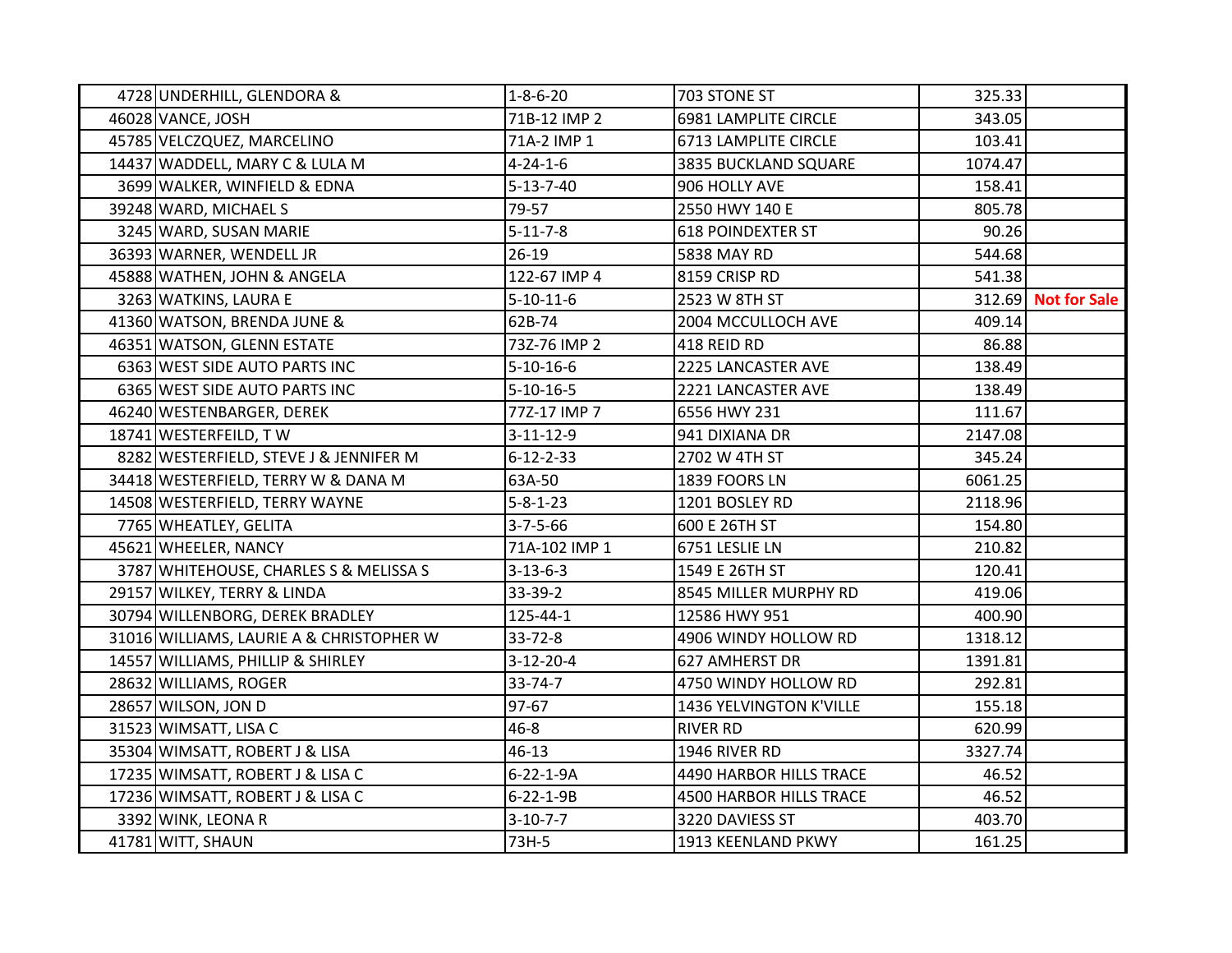| | | | | | |
|---|---|---|---|---|---|
| 4728 | UNDERHILL, GLENDORA & | 1-8-6-20 | 703 STONE ST | 325.33 | |
| 46028 | VANCE, JOSH | 71B-12 IMP 2 | 6981 LAMPLITE CIRCLE | 343.05 | |
| 45785 | VELCZQUEZ, MARCELINO | 71A-2 IMP 1 | 6713 LAMPLITE CIRCLE | 103.41 | |
| 14437 | WADDELL, MARY C & LULA M | 4-24-1-6 | 3835 BUCKLAND SQUARE | 1074.47 | |
| 3699 | WALKER, WINFIELD & EDNA | 5-13-7-40 | 906 HOLLY AVE | 158.41 | |
| 39248 | WARD, MICHAEL S | 79-57 | 2550 HWY 140 E | 805.78 | |
| 3245 | WARD, SUSAN MARIE | 5-11-7-8 | 618 POINDEXTER ST | 90.26 | |
| 36393 | WARNER, WENDELL JR | 26-19 | 5838 MAY RD | 544.68 | |
| 45888 | WATHEN, JOHN & ANGELA | 122-67 IMP 4 | 8159 CRISP RD | 541.38 | |
| 3263 | WATKINS, LAURA E | 5-10-11-6 | 2523 W 8TH ST | 312.69 | **Not for Sale** |
| 41360 | WATSON, BRENDA JUNE & | 62B-74 | 2004 MCCULLOCH AVE | 409.14 | |
| 46351 | WATSON, GLENN ESTATE | 73Z-76 IMP 2 | 418 REID RD | 86.88 | |
| 6363 | WEST SIDE AUTO PARTS INC | 5-10-16-6 | 2225 LANCASTER AVE | 138.49 | |
| 6365 | WEST SIDE AUTO PARTS INC | 5-10-16-5 | 2221 LANCASTER AVE | 138.49 | |
| 46240 | WESTENBARGER, DEREK | 77Z-17 IMP 7 | 6556 HWY 231 | 111.67 | |
| 18741 | WESTERFEILD, T W | 3-11-12-9 | 941 DIXIANA DR | 2147.08 | |
| 8282 | WESTERFIELD, STEVE J & JENNIFER M | 6-12-2-33 | 2702 W 4TH ST | 345.24 | |
| 34418 | WESTERFIELD, TERRY W & DANA M | 63A-50 | 1839 FOORS LN | 6061.25 | |
| 14508 | WESTERFIELD, TERRY WAYNE | 5-8-1-23 | 1201 BOSLEY RD | 2118.96 | |
| 7765 | WHEATLEY, GELITA | 3-7-5-66 | 600 E 26TH ST | 154.80 | |
| 45621 | WHEELER, NANCY | 71A-102 IMP 1 | 6751 LESLIE LN | 210.82 | |
| 3787 | WHITEHOUSE, CHARLES S & MELISSA S | 3-13-6-3 | 1549 E 26TH ST | 120.41 | |
| 29157 | WILKEY, TERRY & LINDA | 33-39-2 | 8545 MILLER MURPHY RD | 419.06 | |
| 30794 | WILLENBORG, DEREK BRADLEY | 125-44-1 | 12586 HWY 951 | 400.90 | |
| 31016 | WILLIAMS, LAURIE A & CHRISTOPHER W | 33-72-8 | 4906 WINDY HOLLOW RD | 1318.12 | |
| 14557 | WILLIAMS, PHILLIP & SHIRLEY | 3-12-20-4 | 627 AMHERST DR | 1391.81 | |
| 28632 | WILLIAMS, ROGER | 33-74-7 | 4750 WINDY HOLLOW RD | 292.81 | |
| 28657 | WILSON, JON D | 97-67 | 1436 YELVINGTON K'VILLE | 155.18 | |
| 31523 | WIMSATT, LISA C | 46-8 | RIVER RD | 620.99 | |
| 35304 | WIMSATT, ROBERT J & LISA | 46-13 | 1946 RIVER RD | 3327.74 | |
| 17235 | WIMSATT, ROBERT J & LISA C | 6-22-1-9A | 4490 HARBOR HILLS TRACE | 46.52 | |
| 17236 | WIMSATT, ROBERT J & LISA C | 6-22-1-9B | 4500 HARBOR HILLS TRACE | 46.52 | |
| 3392 | WINK, LEONA R | 3-10-7-7 | 3220 DAVIESS ST | 403.70 | |
| 41781 | WITT, SHAUN | 73H-5 | 1913 KEENLAND PKWY | 161.25 | |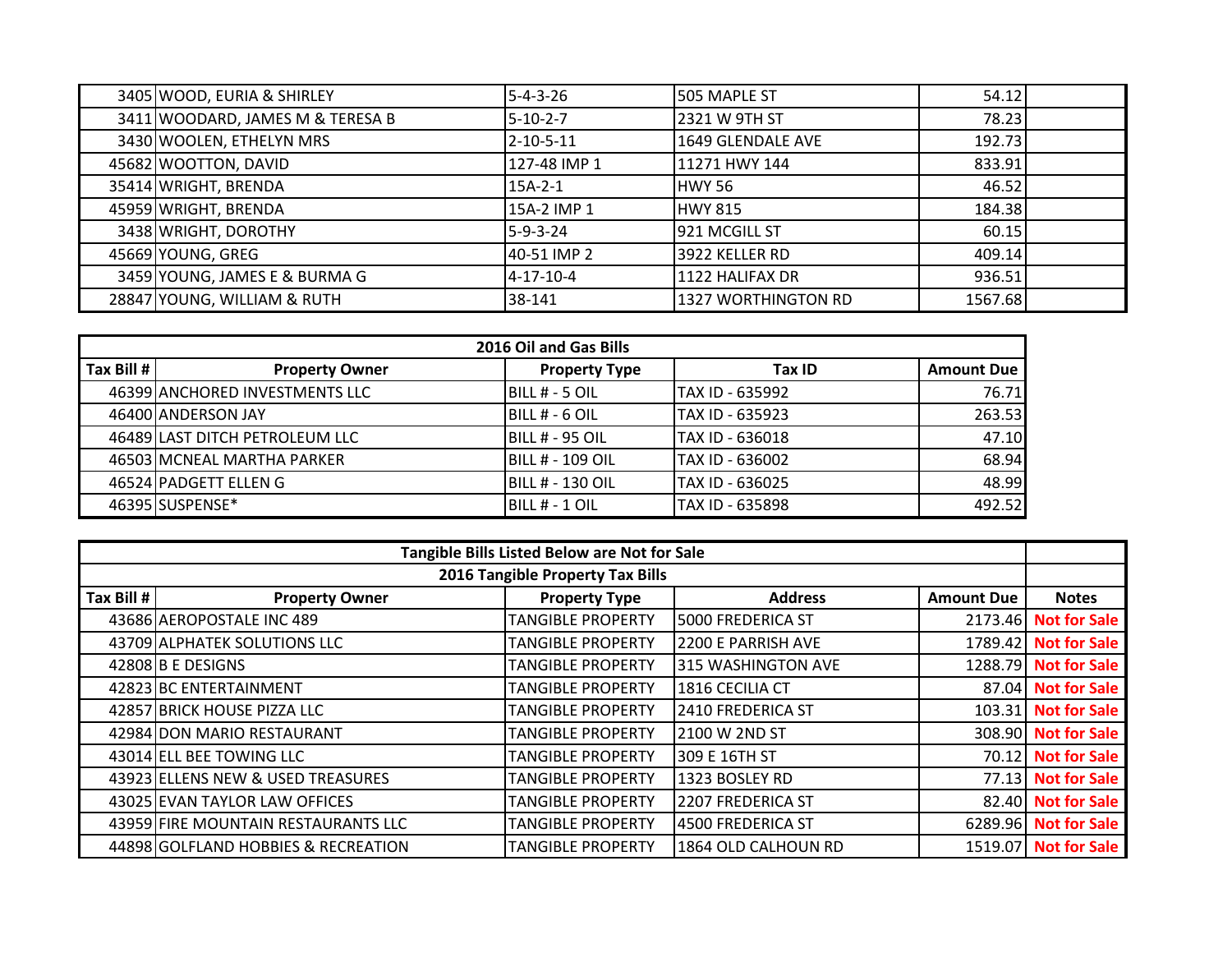| | | | | | |
|---|---|---|---|---|---|
| 3405 | WOOD, EURIA & SHIRLEY | 5-4-3-26 | 505 MAPLE ST | 54.12 | |
| 3411 | WOODARD, JAMES M & TERESA B | 5-10-2-7 | 2321 W 9TH ST | 78.23 | |
| 3430 | WOOLEN, ETHELYN MRS | 2-10-5-11 | 1649 GLENDALE AVE | 192.73 | |
| 45682 | WOOTTON, DAVID | 127-48 IMP 1 | 11271 HWY 144 | 833.91 | |
| 35414 | WRIGHT, BRENDA | 15A-2-1 | HWY 56 | 46.52 | |
| 45959 | WRIGHT, BRENDA | 15A-2 IMP 1 | HWY 815 | 184.38 | |
| 3438 | WRIGHT, DOROTHY | 5-9-3-24 | 921 MCGILL ST | 60.15 | |
| 45669 | YOUNG, GREG | 40-51 IMP 2 | 3922 KELLER RD | 409.14 | |
| 3459 | YOUNG, JAMES E & BURMA G | 4-17-10-4 | 1122 HALIFAX DR | 936.51 | |
| 28847 | YOUNG, WILLIAM & RUTH | 38-141 | 1327 WORTHINGTON RD | 1567.68 | |

| 2016 Oil and Gas Bills | | | | |
|---|---|---|---|---|
| **Tax Bill #** | **Property Owner** | **Property Type** | **Tax ID** | **Amount Due** |
| 46399 | ANCHORED INVESTMENTS LLC | BILL # - 5 OIL | TAX ID - 635992 | 76.71 |
| 46400 | ANDERSON JAY | BILL # - 6 OIL | TAX ID - 635923 | 263.53 |
| 46489 | LAST DITCH PETROLEUM LLC | BILL # - 95 OIL | TAX ID - 636018 | 47.10 |
| 46503 | MCNEAL MARTHA PARKER | BILL # - 109 OIL | TAX ID - 636002 | 68.94 |
| 46524 | PADGETT ELLEN G | BILL # - 130 OIL | TAX ID - 636025 | 48.99 |
| 46395 | SUSPENSE* | BILL # - 1 OIL | TAX ID - 635898 | 492.52 |

| Tangible Bills Listed Below are Not for Sale | | | | | |
|---|---|---|---|---|---|
| **2016 Tangible Property Tax Bills** | | | | | |
| **Tax Bill #** | **Property Owner** | **Property Type** | **Address** | **Amount Due** | **Notes** |
| 43686 | AEROPOSTALE INC 489 | TANGIBLE PROPERTY | 5000 FREDERICA ST | 2173.46 | **Not for Sale** |
| 43709 | ALPHATEK SOLUTIONS LLC | TANGIBLE PROPERTY | 2200 E PARRISH AVE | 1789.42 | **Not for Sale** |
| 42808 | B E DESIGNS | TANGIBLE PROPERTY | 315 WASHINGTON AVE | 1288.79 | **Not for Sale** |
| 42823 | BC ENTERTAINMENT | TANGIBLE PROPERTY | 1816 CECILIA CT | 87.04 | **Not for Sale** |
| 42857 | BRICK HOUSE PIZZA LLC | TANGIBLE PROPERTY | 2410 FREDERICA ST | 103.31 | **Not for Sale** |
| 42984 | DON MARIO RESTAURANT | TANGIBLE PROPERTY | 2100 W 2ND ST | 308.90 | **Not for Sale** |
| 43014 | ELL BEE TOWING LLC | TANGIBLE PROPERTY | 309 E 16TH ST | 70.12 | **Not for Sale** |
| 43923 | ELLENS NEW & USED TREASURES | TANGIBLE PROPERTY | 1323 BOSLEY RD | 77.13 | **Not for Sale** |
| 43025 | EVAN TAYLOR LAW OFFICES | TANGIBLE PROPERTY | 2207 FREDERICA ST | 82.40 | **Not for Sale** |
| 43959 | FIRE MOUNTAIN RESTAURANTS LLC | TANGIBLE PROPERTY | 4500 FREDERICA ST | 6289.96 | **Not for Sale** |
| 44898 | GOLFLAND HOBBIES & RECREATION | TANGIBLE PROPERTY | 1864 OLD CALHOUN RD | 1519.07 | **Not for Sale** |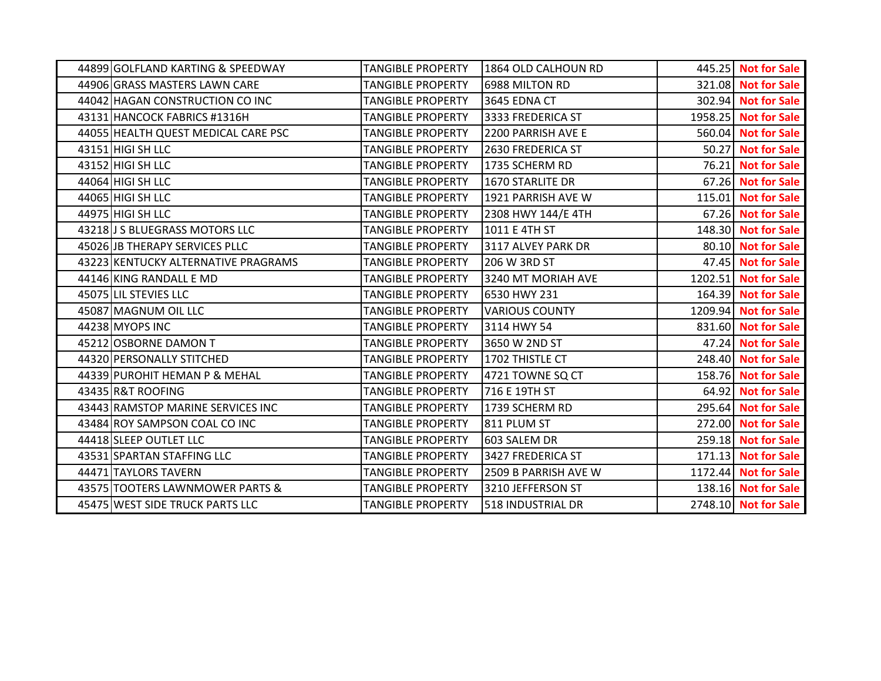| | | | | | |
|---|---|---|---|---|---|
| 44899 | GOLFLAND KARTING & SPEEDWAY | TANGIBLE PROPERTY | 1864 OLD CALHOUN RD | 445.25 | **Not for Sale** |
| 44906 | GRASS MASTERS LAWN CARE | TANGIBLE PROPERTY | 6988 MILTON RD | 321.08 | **Not for Sale** |
| 44042 | HAGAN CONSTRUCTION CO INC | TANGIBLE PROPERTY | 3645 EDNA CT | 302.94 | **Not for Sale** |
| 43131 | HANCOCK FABRICS #1316H | TANGIBLE PROPERTY | 3333 FREDERICA ST | 1958.25 | **Not for Sale** |
| 44055 | HEALTH QUEST MEDICAL CARE PSC | TANGIBLE PROPERTY | 2200 PARRISH AVE E | 560.04 | **Not for Sale** |
| 43151 | HIGI SH LLC | TANGIBLE PROPERTY | 2630 FREDERICA ST | 50.27 | **Not for Sale** |
| 43152 | HIGI SH LLC | TANGIBLE PROPERTY | 1735 SCHERM RD | 76.21 | **Not for Sale** |
| 44064 | HIGI SH LLC | TANGIBLE PROPERTY | 1670 STARLITE DR | 67.26 | **Not for Sale** |
| 44065 | HIGI SH LLC | TANGIBLE PROPERTY | 1921 PARRISH AVE W | 115.01 | **Not for Sale** |
| 44975 | HIGI SH LLC | TANGIBLE PROPERTY | 2308 HWY 144/E 4TH | 67.26 | **Not for Sale** |
| 43218 | J S BLUEGRASS MOTORS LLC | TANGIBLE PROPERTY | 1011 E 4TH ST | 148.30 | **Not for Sale** |
| 45026 | JB THERAPY SERVICES PLLC | TANGIBLE PROPERTY | 3117 ALVEY PARK DR | 80.10 | **Not for Sale** |
| 43223 | KENTUCKY ALTERNATIVE PRAGRAMS | TANGIBLE PROPERTY | 206 W 3RD ST | 47.45 | **Not for Sale** |
| 44146 | KING RANDALL E MD | TANGIBLE PROPERTY | 3240 MT MORIAH AVE | 1202.51 | **Not for Sale** |
| 45075 | LIL STEVIES LLC | TANGIBLE PROPERTY | 6530 HWY 231 | 164.39 | **Not for Sale** |
| 45087 | MAGNUM OIL LLC | TANGIBLE PROPERTY | VARIOUS COUNTY | 1209.94 | **Not for Sale** |
| 44238 | MYOPS INC | TANGIBLE PROPERTY | 3114 HWY 54 | 831.60 | **Not for Sale** |
| 45212 | OSBORNE DAMON T | TANGIBLE PROPERTY | 3650 W 2ND ST | 47.24 | **Not for Sale** |
| 44320 | PERSONALLY STITCHED | TANGIBLE PROPERTY | 1702 THISTLE CT | 248.40 | **Not for Sale** |
| 44339 | PUROHIT HEMAN P & MEHAL | TANGIBLE PROPERTY | 4721 TOWNE SQ CT | 158.76 | **Not for Sale** |
| 43435 | R&T ROOFING | TANGIBLE PROPERTY | 716 E 19TH ST | 64.92 | **Not for Sale** |
| 43443 | RAMSTOP MARINE SERVICES INC | TANGIBLE PROPERTY | 1739 SCHERM RD | 295.64 | **Not for Sale** |
| 43484 | ROY SAMPSON COAL CO INC | TANGIBLE PROPERTY | 811 PLUM ST | 272.00 | **Not for Sale** |
| 44418 | SLEEP OUTLET LLC | TANGIBLE PROPERTY | 603 SALEM DR | 259.18 | **Not for Sale** |
| 43531 | SPARTAN STAFFING LLC | TANGIBLE PROPERTY | 3427 FREDERICA ST | 171.13 | **Not for Sale** |
| 44471 | TAYLORS TAVERN | TANGIBLE PROPERTY | 2509 B PARRISH AVE W | 1172.44 | **Not for Sale** |
| 43575 | TOOTERS LAWNMOWER PARTS & | TANGIBLE PROPERTY | 3210 JEFFERSON ST | 138.16 | **Not for Sale** |
| 45475 | WEST SIDE TRUCK PARTS LLC | TANGIBLE PROPERTY | 518 INDUSTRIAL DR | 2748.10 | **Not for Sale** |